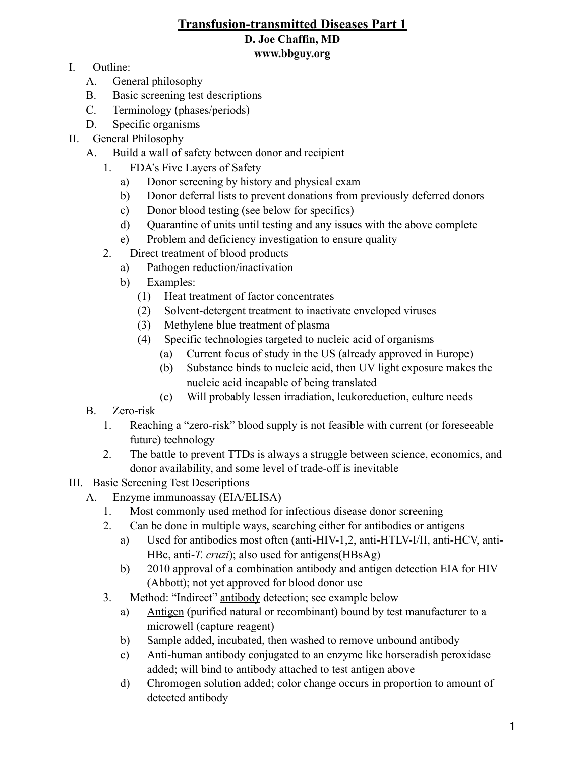# Transfusion-transmitted Diseases Part 1

**D. Joe Chaffin, MD**

**www.bbguy.org**

- I. Outline:
  - A. General philosophy
  - B. Basic screening test descriptions
  - C. Terminology (phases/periods)
  - D. Specific organisms
- II. General Philosophy
  - A. Build a wall of safety between donor and recipient
    - 1. FDA's Five Layers of Safety
      - a) Donor screening by history and physical exam
      - b) Donor deferral lists to prevent donations from previously deferred donors
      - c) Donor blood testing (see below for specifics)
      - d) Quarantine of units until testing and any issues with the above complete
      - e) Problem and deficiency investigation to ensure quality
    - 2. Direct treatment of blood products
      - a) Pathogen reduction/inactivation
      - b) Examples:
        - (1) Heat treatment of factor concentrates
        - (2) Solvent-detergent treatment to inactivate enveloped viruses
        - (3) Methylene blue treatment of plasma
        - (4) Specific technologies targeted to nucleic acid of organisms
          - (a) Current focus of study in the US (already approved in Europe)
          - (b) Substance binds to nucleic acid, then UV light exposure makes the nucleic acid incapable of being translated
          - (c) Will probably lessen irradiation, leukoreduction, culture needs
  - B. Zero-risk
    - 1. Reaching a "zero-risk" blood supply is not feasible with current (or foreseeable future) technology
    - 2. The battle to prevent TTDs is always a struggle between science, economics, and donor availability, and some level of trade-off is inevitable
- III. Basic Screening Test Descriptions
  - A. <u>Enzyme immunoassay (EIA/ELISA)</u>
    - 1. Most commonly used method for infectious disease donor screening
    - 2. Can be done in multiple ways, searching either for antibodies or antigens
      - a) Used for <u>antibodies</u> most often (anti-HIV-1,2, anti-HTLV-I/II, anti-HCV, anti-HBc, anti-*T. cruzi*); also used for antigens(HBsAg)
      - b) 2010 approval of a combination antibody and antigen detection EIA for HIV (Abbott); not yet approved for blood donor use
    - 3. Method: "Indirect" <u>antibody</u> detection; see example below
      - a) <u>Antigen</u> (purified natural or recombinant) bound by test manufacturer to a microwell (capture reagent)
      - b) Sample added, incubated, then washed to remove unbound antibody
      - c) Anti-human antibody conjugated to an enzyme like horseradish peroxidase added; will bind to antibody attached to test antigen above
      - d) Chromogen solution added; color change occurs in proportion to amount of detected antibody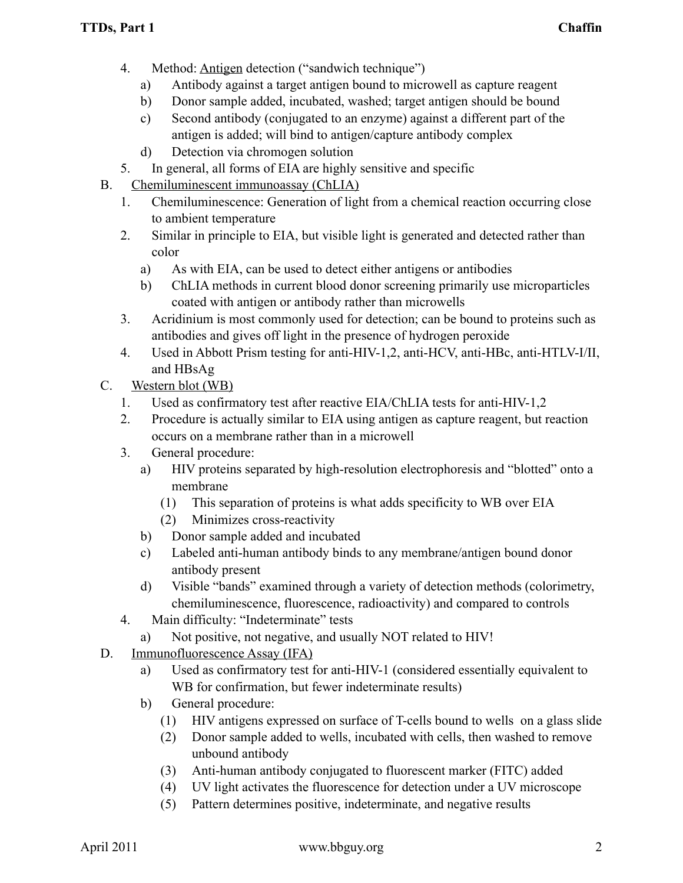4. Method: <u>Antigen</u> detection ("sandwich technique")
   a) Antibody against a target antigen bound to microwell as capture reagent
   b) Donor sample added, incubated, washed; target antigen should be bound
   c) Second antibody (conjugated to an enzyme) against a different part of the antigen is added; will bind to antigen/capture antibody complex
   d) Detection via chromogen solution
5. In general, all forms of EIA are highly sensitive and specific

B. <u>Chemiluminescent immunoassay (ChLIA)</u>
   1. Chemiluminescence: Generation of light from a chemical reaction occurring close to ambient temperature
   2. Similar in principle to EIA, but visible light is generated and detected rather than color
      a) As with EIA, can be used to detect either antigens or antibodies
      b) ChLIA methods in current blood donor screening primarily use microparticles coated with antigen or antibody rather than microwells
   3. Acridinium is most commonly used for detection; can be bound to proteins such as antibodies and gives off light in the presence of hydrogen peroxide
   4. Used in Abbott Prism testing for anti-HIV-1,2, anti-HCV, anti-HBc, anti-HTLV-I/II, and HBsAg

C. <u>Western blot (WB)</u>
   1. Used as confirmatory test after reactive EIA/ChLIA tests for anti-HIV-1,2
   2. Procedure is actually similar to EIA using antigen as capture reagent, but reaction occurs on a membrane rather than in a microwell
   3. General procedure:
      a) HIV proteins separated by high-resolution electrophoresis and "blotted" onto a membrane
         (1) This separation of proteins is what adds specificity to WB over EIA
         (2) Minimizes cross-reactivity
      b) Donor sample added and incubated
      c) Labeled anti-human antibody binds to any membrane/antigen bound donor antibody present
      d) Visible "bands" examined through a variety of detection methods (colorimetry, chemiluminescence, fluorescence, radioactivity) and compared to controls
   4. Main difficulty: "Indeterminate" tests
      a) Not positive, not negative, and usually NOT related to HIV!

D. <u>Immunofluorescence Assay (IFA)</u>
   a) Used as confirmatory test for anti-HIV-1 (considered essentially equivalent to WB for confirmation, but fewer indeterminate results)
   b) General procedure:
      (1) HIV antigens expressed on surface of T-cells bound to wells on a glass slide
      (2) Donor sample added to wells, incubated with cells, then washed to remove unbound antibody
      (3) Anti-human antibody conjugated to fluorescent marker (FITC) added
      (4) UV light activates the fluorescence for detection under a UV microscope
      (5) Pattern determines positive, indeterminate, and negative results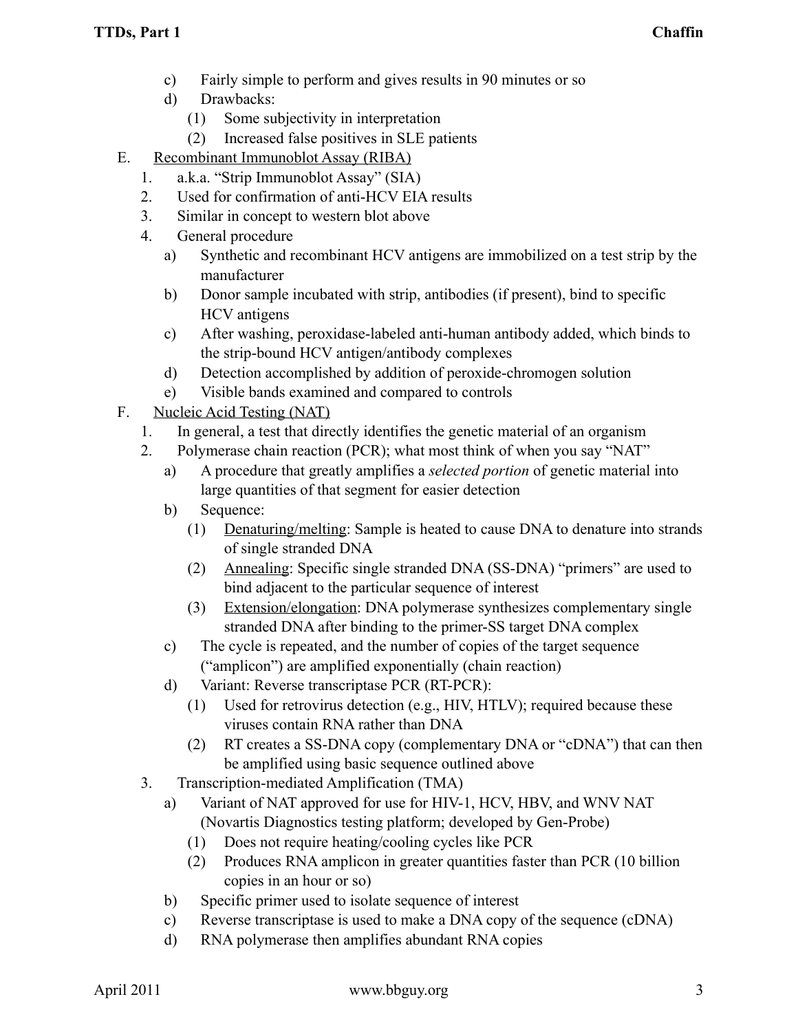- c) Fairly simple to perform and gives results in 90 minutes or so
- d) Drawbacks:
  - (1) Some subjectivity in interpretation
  - (2) Increased false positives in SLE patients

E. Recombinant Immunoblot Assay (RIBA)

1. a.k.a. "Strip Immunoblot Assay" (SIA)
2. Used for confirmation of anti-HCV EIA results
3. Similar in concept to western blot above
4. General procedure
   - a) Synthetic and recombinant HCV antigens are immobilized on a test strip by the manufacturer
   - b) Donor sample incubated with strip, antibodies (if present), bind to specific HCV antigens
   - c) After washing, peroxidase-labeled anti-human antibody added, which binds to the strip-bound HCV antigen/antibody complexes
   - d) Detection accomplished by addition of peroxide-chromogen solution
   - e) Visible bands examined and compared to controls

F. Nucleic Acid Testing (NAT)

1. In general, a test that directly identifies the genetic material of an organism
2. Polymerase chain reaction (PCR); what most think of when you say "NAT"
   - a) A procedure that greatly amplifies a *selected portion* of genetic material into large quantities of that segment for easier detection
   - b) Sequence:
     - (1) Denaturing/melting: Sample is heated to cause DNA to denature into strands of single stranded DNA
     - (2) Annealing: Specific single stranded DNA (SS-DNA) "primers" are used to bind adjacent to the particular sequence of interest
     - (3) Extension/elongation: DNA polymerase synthesizes complementary single stranded DNA after binding to the primer-SS target DNA complex
   - c) The cycle is repeated, and the number of copies of the target sequence ("amplicon") are amplified exponentially (chain reaction)
   - d) Variant: Reverse transcriptase PCR (RT-PCR):
     - (1) Used for retrovirus detection (e.g., HIV, HTLV); required because these viruses contain RNA rather than DNA
     - (2) RT creates a SS-DNA copy (complementary DNA or "cDNA") that can then be amplified using basic sequence outlined above
3. Transcription-mediated Amplification (TMA)
   - a) Variant of NAT approved for use for HIV-1, HCV, HBV, and WNV NAT (Novartis Diagnostics testing platform; developed by Gen-Probe)
     - (1) Does not require heating/cooling cycles like PCR
     - (2) Produces RNA amplicon in greater quantities faster than PCR (10 billion copies in an hour or so)
   - b) Specific primer used to isolate sequence of interest
   - c) Reverse transcriptase is used to make a DNA copy of the sequence (cDNA)
   - d) RNA polymerase then amplifies abundant RNA copies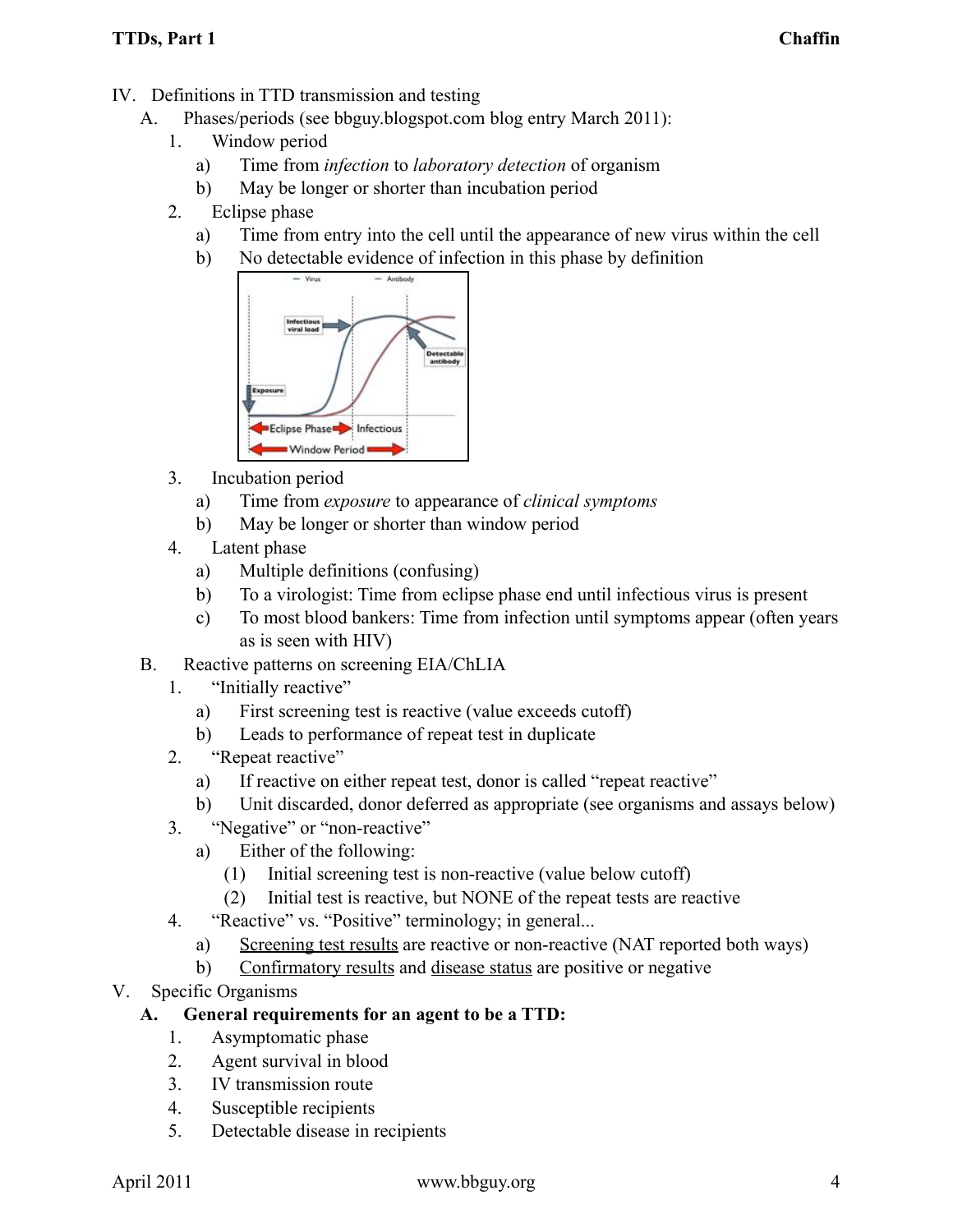- IV. Definitions in TTD transmission and testing
  - A. Phases/periods (see bbguy.blogspot.com blog entry March 2011):
    1. Window period
       - a) Time from *infection* to *laboratory detection* of organism
       - b) May be longer or shorter than incubation period
    2. Eclipse phase
       - a) Time from entry into the cell until the appearance of new virus within the cell
       - b) No detectable evidence of infection in this phase by definition

Virus
Antibody
Infectious viral load
Detectable antibody
Exposure
Eclipse Phase
Infectious
Window Period

    3. Incubation period
       - a) Time from *exposure* to appearance of *clinical symptoms*
       - b) May be longer or shorter than window period
    4. Latent phase
       - a) Multiple definitions (confusing)
       - b) To a virologist: Time from eclipse phase end until infectious virus is present
       - c) To most blood bankers: Time from infection until symptoms appear (often years as is seen with HIV)
  - B. Reactive patterns on screening EIA/ChLIA
    1. "Initially reactive"
       - a) First screening test is reactive (value exceeds cutoff)
       - b) Leads to performance of repeat test in duplicate
    2. "Repeat reactive"
       - a) If reactive on either repeat test, donor is called "repeat reactive"
       - b) Unit discarded, donor deferred as appropriate (see organisms and assays below)
    3. "Negative" or "non-reactive"
       - a) Either of the following:
         - (1) Initial screening test is non-reactive (value below cutoff)
         - (2) Initial test is reactive, but NONE of the repeat tests are reactive
    4. "Reactive" vs. "Positive" terminology; in general...
       - a) <u>Screening test results</u> are reactive or non-reactive (NAT reported both ways)
       - b) <u>Confirmatory results</u> and <u>disease status</u> are positive or negative
- V. Specific Organisms
  - **A. General requirements for an agent to be a TTD:**
    1. Asymptomatic phase
    2. Agent survival in blood
    3. IV transmission route
    4. Susceptible recipients
    5. Detectable disease in recipients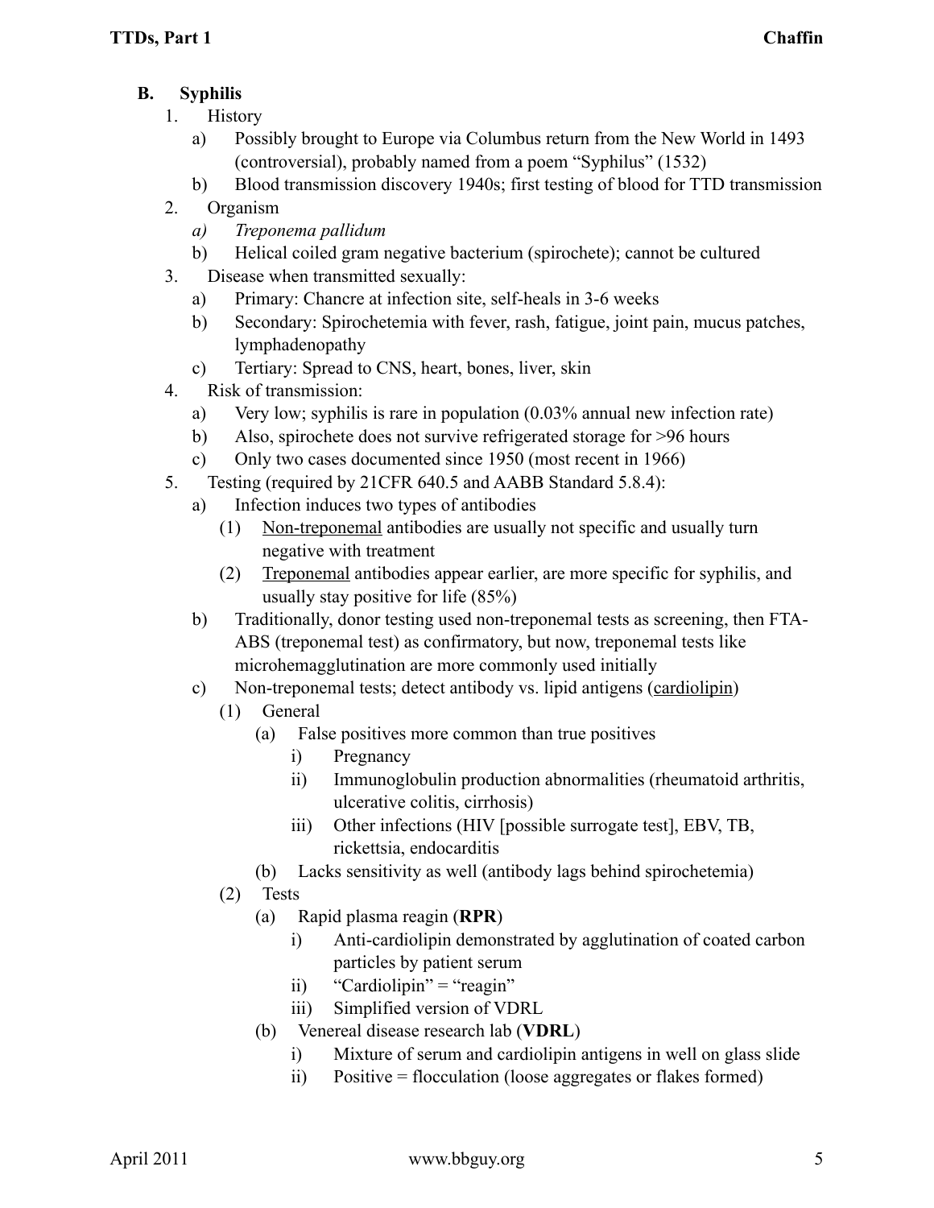## B. Syphilis

1. History
   a) Possibly brought to Europe via Columbus return from the New World in 1493 (controversial), probably named from a poem "Syphilus" (1532)
   b) Blood transmission discovery 1940s; first testing of blood for TTD transmission
2. Organism
   a) *Treponema pallidum*
   b) Helical coiled gram negative bacterium (spirochete); cannot be cultured
3. Disease when transmitted sexually:
   a) Primary: Chancre at infection site, self-heals in 3-6 weeks
   b) Secondary: Spirochetemia with fever, rash, fatigue, joint pain, mucus patches, lymphadenopathy
   c) Tertiary: Spread to CNS, heart, bones, liver, skin
4. Risk of transmission:
   a) Very low; syphilis is rare in population (0.03% annual new infection rate)
   b) Also, spirochete does not survive refrigerated storage for >96 hours
   c) Only two cases documented since 1950 (most recent in 1966)
5. Testing (required by 21CFR 640.5 and AABB Standard 5.8.4):
   a) Infection induces two types of antibodies
      (1) <u>Non-treponemal</u> antibodies are usually not specific and usually turn negative with treatment
      (2) <u>Treponemal</u> antibodies appear earlier, are more specific for syphilis, and usually stay positive for life (85%)
   b) Traditionally, donor testing used non-treponemal tests as screening, then FTA-ABS (treponemal test) as confirmatory, but now, treponemal tests like microhemagglutination are more commonly used initially
   c) Non-treponemal tests; detect antibody vs. lipid antigens (<u>cardiolipin</u>)
      (1) General
         (a) False positives more common than true positives
            i) Pregnancy
            ii) Immunoglobulin production abnormalities (rheumatoid arthritis, ulcerative colitis, cirrhosis)
            iii) Other infections (HIV [possible surrogate test], EBV, TB, rickettsia, endocarditis
         (b) Lacks sensitivity as well (antibody lags behind spirochetemia)
      (2) Tests
         (a) Rapid plasma reagin (**RPR**)
            i) Anti-cardiolipin demonstrated by agglutination of coated carbon particles by patient serum
            ii) "Cardiolipin" = "reagin"
            iii) Simplified version of VDRL
         (b) Venereal disease research lab (**VDRL**)
            i) Mixture of serum and cardiolipin antigens in well on glass slide
            ii) Positive = flocculation (loose aggregates or flakes formed)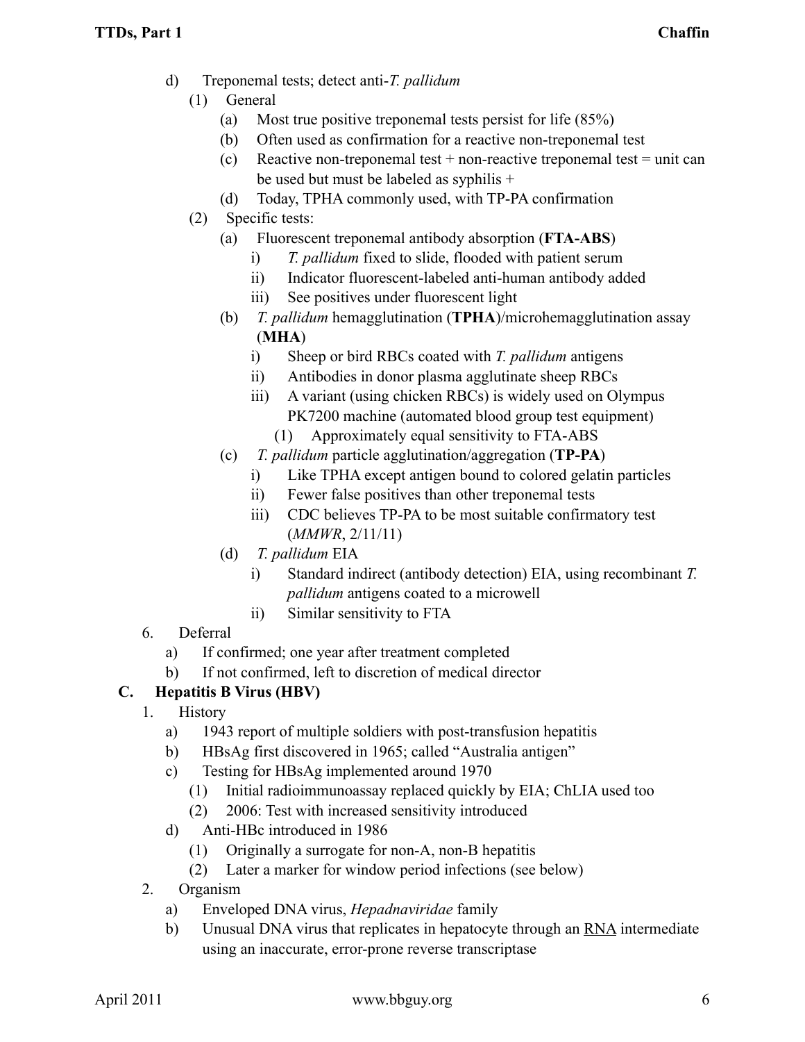- d) Treponemal tests; detect anti-*T. pallidum*
  - (1) General
    - (a) Most true positive treponemal tests persist for life (85%)
    - (b) Often used as confirmation for a reactive non-treponemal test
    - (c) Reactive non-treponemal test + non-reactive treponemal test = unit can be used but must be labeled as syphilis +
    - (d) Today, TPHA commonly used, with TP-PA confirmation
  - (2) Specific tests:
    - (a) Fluorescent treponemal antibody absorption (**FTA-ABS**)
      - i) *T. pallidum* fixed to slide, flooded with patient serum
      - ii) Indicator fluorescent-labeled anti-human antibody added
      - iii) See positives under fluorescent light
    - (b) *T. pallidum* hemagglutination (**TPHA**)/microhemagglutination assay (**MHA**)
      - i) Sheep or bird RBCs coated with *T. pallidum* antigens
      - ii) Antibodies in donor plasma agglutinate sheep RBCs
      - iii) A variant (using chicken RBCs) is widely used on Olympus PK7200 machine (automated blood group test equipment)
        - (1) Approximately equal sensitivity to FTA-ABS
    - (c) *T. pallidum* particle agglutination/aggregation (**TP-PA**)
      - i) Like TPHA except antigen bound to colored gelatin particles
      - ii) Fewer false positives than other treponemal tests
      - iii) CDC believes TP-PA to be most suitable confirmatory test (*MMWR*, 2/11/11)
    - (d) *T. pallidum* EIA
      - i) Standard indirect (antibody detection) EIA, using recombinant *T. pallidum* antigens coated to a microwell
      - ii) Similar sensitivity to FTA

6. Deferral
   - a) If confirmed; one year after treatment completed
   - b) If not confirmed, left to discretion of medical director

## C. Hepatitis B Virus (HBV)

1. History
   - a) 1943 report of multiple soldiers with post-transfusion hepatitis
   - b) HBsAg first discovered in 1965; called "Australia antigen"
   - c) Testing for HBsAg implemented around 1970
     - (1) Initial radioimmunoassay replaced quickly by EIA; ChLIA used too
     - (2) 2006: Test with increased sensitivity introduced
   - d) Anti-HBc introduced in 1986
     - (1) Originally a surrogate for non-A, non-B hepatitis
     - (2) Later a marker for window period infections (see below)
2. Organism
   - a) Enveloped DNA virus, *Hepadnaviridae* family
   - b) Unusual DNA virus that replicates in hepatocyte through an <u>RNA</u> intermediate using an inaccurate, error-prone reverse transcriptase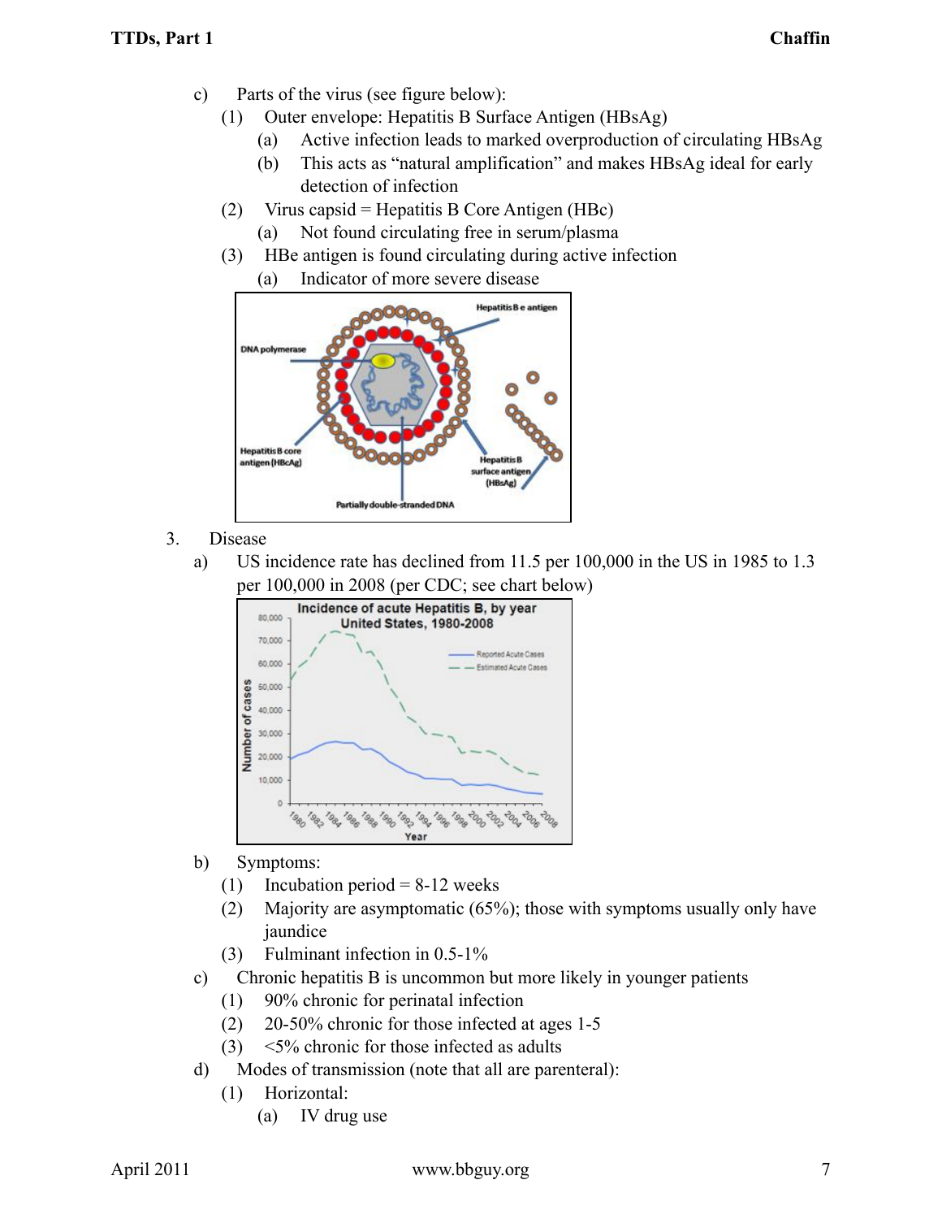c) Parts of the virus (see figure below):
   (1) Outer envelope: Hepatitis B Surface Antigen (HBsAg)
      (a) Active infection leads to marked overproduction of circulating HBsAg
      (b) This acts as "natural amplification" and makes HBsAg ideal for early detection of infection
   (2) Virus capsid = Hepatitis B Core Antigen (HBc)
      (a) Not found circulating free in serum/plasma
   (3) HBe antigen is found circulating during active infection
      (a) Indicator of more severe disease

Hepatitis B e antigen
DNA polymerase
Hepatitis B core antigen (HBcAg)
Hepatitis B surface antigen (HBsAg)
Partially double-stranded DNA

3. Disease
   a) US incidence rate has declined from 11.5 per 100,000 in the US in 1985 to 1.3 per 100,000 in 2008 (per CDC; see chart below)

Incidence of acute Hepatitis B, by year
United States, 1980-2008
Number of cases
80,000
70,000
60,000
50,000
40,000
30,000
20,000
10,000
0
Reported Acute Cases
Estimated Acute Cases
1980 1982 1984 1986 1988 1990 1992 1994 1996 1998 2000 2002 2004 2006 2008
Year

   b) Symptoms:
      (1) Incubation period = 8-12 weeks
      (2) Majority are asymptomatic (65%); those with symptoms usually only have jaundice
      (3) Fulminant infection in 0.5-1%
   c) Chronic hepatitis B is uncommon but more likely in younger patients
      (1) 90% chronic for perinatal infection
      (2) 20-50% chronic for those infected at ages 1-5
      (3) <5% chronic for those infected as adults
   d) Modes of transmission (note that all are parenteral):
      (1) Horizontal:
         (a) IV drug use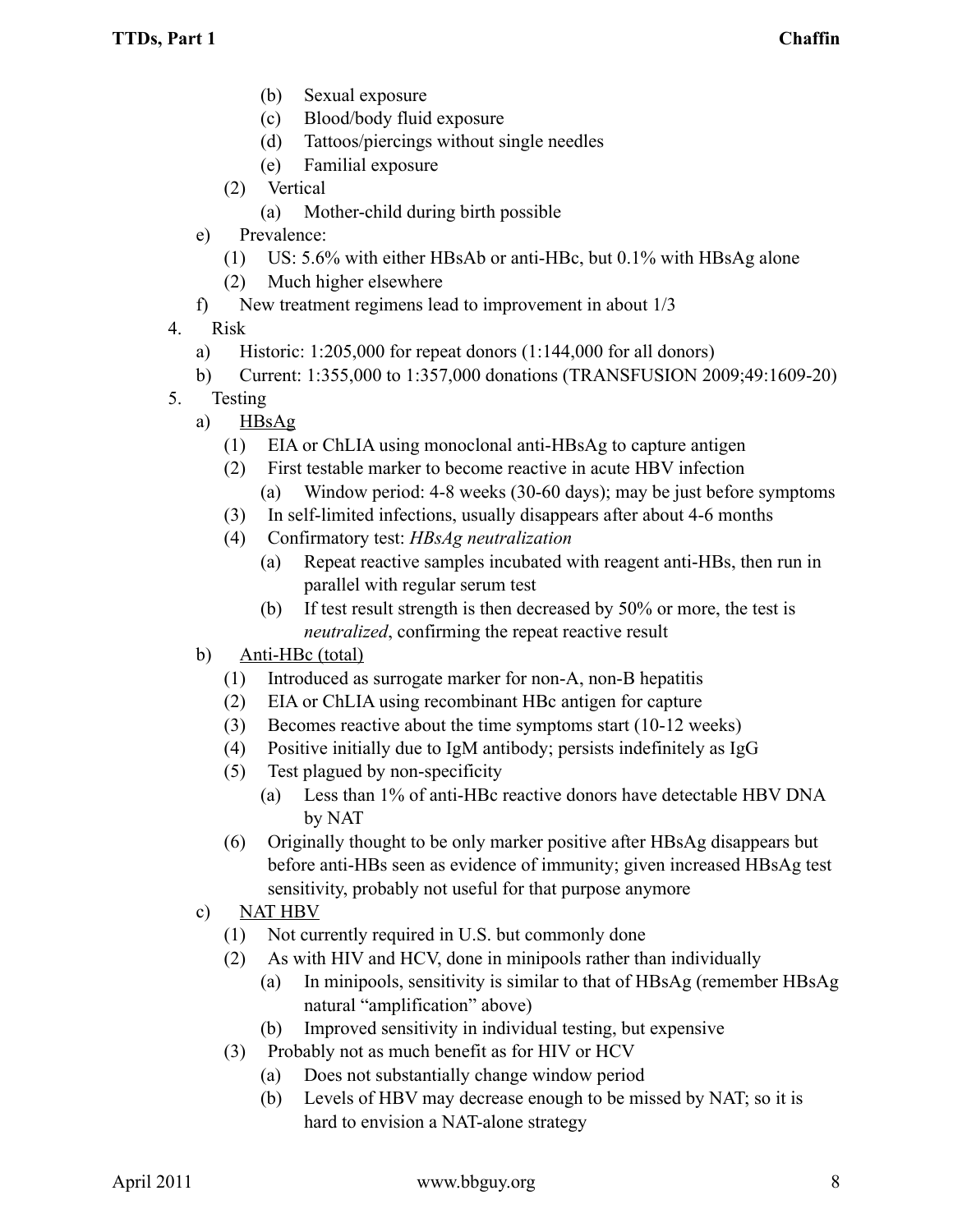- (b) Sexual exposure
- (c) Blood/body fluid exposure
- (d) Tattoos/piercings without single needles
- (e) Familial exposure

(2) Vertical

- (a) Mother-child during birth possible

e) Prevalence:

- (1) US: 5.6% with either HBsAb or anti-HBc, but 0.1% with HBsAg alone
- (2) Much higher elsewhere

f) New treatment regimens lead to improvement in about 1/3

4. Risk

   a) Historic: 1:205,000 for repeat donors (1:144,000 for all donors)

   b) Current: 1:355,000 to 1:357,000 donations (TRANSFUSION 2009;49:1609-20)

5. Testing

   a) HBsAg

   - (1) EIA or ChLIA using monoclonal anti-HBsAg to capture antigen
   - (2) First testable marker to become reactive in acute HBV infection
     - (a) Window period: 4-8 weeks (30-60 days); may be just before symptoms
   - (3) In self-limited infections, usually disappears after about 4-6 months
   - (4) Confirmatory test: *HBsAg neutralization*
     - (a) Repeat reactive samples incubated with reagent anti-HBs, then run in parallel with regular serum test
     - (b) If test result strength is then decreased by 50% or more, the test is *neutralized*, confirming the repeat reactive result

   b) Anti-HBc (total)

   - (1) Introduced as surrogate marker for non-A, non-B hepatitis
   - (2) EIA or ChLIA using recombinant HBc antigen for capture
   - (3) Becomes reactive about the time symptoms start (10-12 weeks)
   - (4) Positive initially due to IgM antibody; persists indefinitely as IgG
   - (5) Test plagued by non-specificity
     - (a) Less than 1% of anti-HBc reactive donors have detectable HBV DNA by NAT
   - (6) Originally thought to be only marker positive after HBsAg disappears but before anti-HBs seen as evidence of immunity; given increased HBsAg test sensitivity, probably not useful for that purpose anymore

   c) NAT HBV

   - (1) Not currently required in U.S. but commonly done
   - (2) As with HIV and HCV, done in minipools rather than individually
     - (a) In minipools, sensitivity is similar to that of HBsAg (remember HBsAg natural "amplification" above)
     - (b) Improved sensitivity in individual testing, but expensive
   - (3) Probably not as much benefit as for HIV or HCV
     - (a) Does not substantially change window period
     - (b) Levels of HBV may decrease enough to be missed by NAT; so it is hard to envision a NAT-alone strategy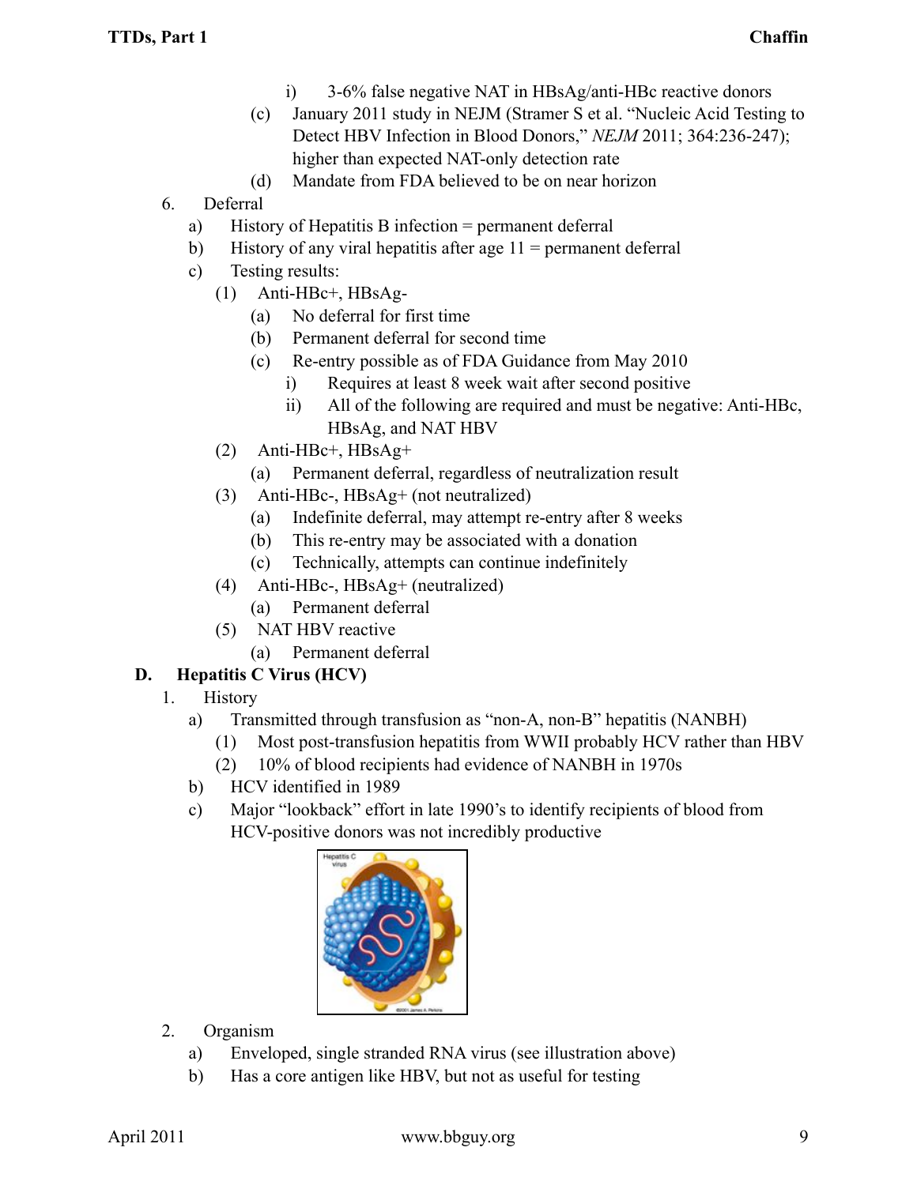i) 3-6% false negative NAT in HBsAg/anti-HBc reactive donors
        (c) January 2011 study in NEJM (Stramer S et al. "Nucleic Acid Testing to Detect HBV Infection in Blood Donors," *NEJM* 2011; 364:236-247); higher than expected NAT-only detection rate
        (d) Mandate from FDA believed to be on near horizon

6. Deferral
    a) History of Hepatitis B infection = permanent deferral
    b) History of any viral hepatitis after age 11 = permanent deferral
    c) Testing results:
        (1) Anti-HBc+, HBsAg-
            (a) No deferral for first time
            (b) Permanent deferral for second time
            (c) Re-entry possible as of FDA Guidance from May 2010
                i) Requires at least 8 week wait after second positive
                ii) All of the following are required and must be negative: Anti-HBc, HBsAg, and NAT HBV
        (2) Anti-HBc+, HBsAg+
            (a) Permanent deferral, regardless of neutralization result
        (3) Anti-HBc-, HBsAg+ (not neutralized)
            (a) Indefinite deferral, may attempt re-entry after 8 weeks
            (b) This re-entry may be associated with a donation
            (c) Technically, attempts can continue indefinitely
        (4) Anti-HBc-, HBsAg+ (neutralized)
            (a) Permanent deferral
        (5) NAT HBV reactive
            (a) Permanent deferral

## D. Hepatitis C Virus (HCV)

1. History
    a) Transmitted through transfusion as "non-A, non-B" hepatitis (NANBH)
        (1) Most post-transfusion hepatitis from WWII probably HCV rather than HBV
        (2) 10% of blood recipients had evidence of NANBH in 1970s
    b) HCV identified in 1989
    c) Major "lookback" effort in late 1990's to identify recipients of blood from HCV-positive donors was not incredibly productive

2. Organism
    a) Enveloped, single stranded RNA virus (see illustration above)
    b) Has a core antigen like HBV, but not as useful for testing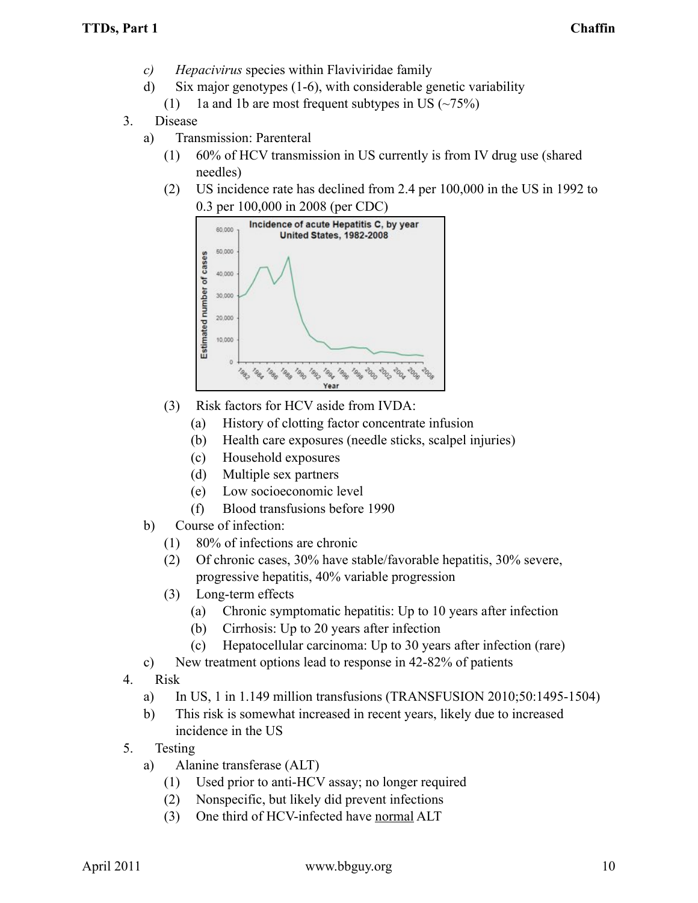c) *Hepacivirus* species within Flaviviridae family

d) Six major genotypes (1-6), with considerable genetic variability

(1) 1a and 1b are most frequent subtypes in US (~75%)

3. Disease

a) Transmission: Parenteral

(1) 60% of HCV transmission in US currently is from IV drug use (shared needles)

(2) US incidence rate has declined from 2.4 per 100,000 in the US in 1992 to 0.3 per 100,000 in 2008 (per CDC)

Incidence of acute Hepatitis C, by year
United States, 1982-2008

Estimated number of cases

60,000
50,000
40,000
30,000
20,000
10,000
0

1982 1984 1986 1988 1990 1992 1994 1996 1998 2000 2002 2004 2006 2008

Year

(3) Risk factors for HCV aside from IVDA:

(a) History of clotting factor concentrate infusion

(b) Health care exposures (needle sticks, scalpel injuries)

(c) Household exposures

(d) Multiple sex partners

(e) Low socioeconomic level

(f) Blood transfusions before 1990

b) Course of infection:

(1) 80% of infections are chronic

(2) Of chronic cases, 30% have stable/favorable hepatitis, 30% severe, progressive hepatitis, 40% variable progression

(3) Long-term effects

(a) Chronic symptomatic hepatitis: Up to 10 years after infection

(b) Cirrhosis: Up to 20 years after infection

(c) Hepatocellular carcinoma: Up to 30 years after infection (rare)

c) New treatment options lead to response in 42-82% of patients

4. Risk

a) In US, 1 in 1.149 million transfusions (TRANSFUSION 2010;50:1495-1504)

b) This risk is somewhat increased in recent years, likely due to increased incidence in the US

5. Testing

a) Alanine transferase (ALT)

(1) Used prior to anti-HCV assay; no longer required

(2) Nonspecific, but likely did prevent infections

(3) One third of HCV-infected have <u>normal</u> ALT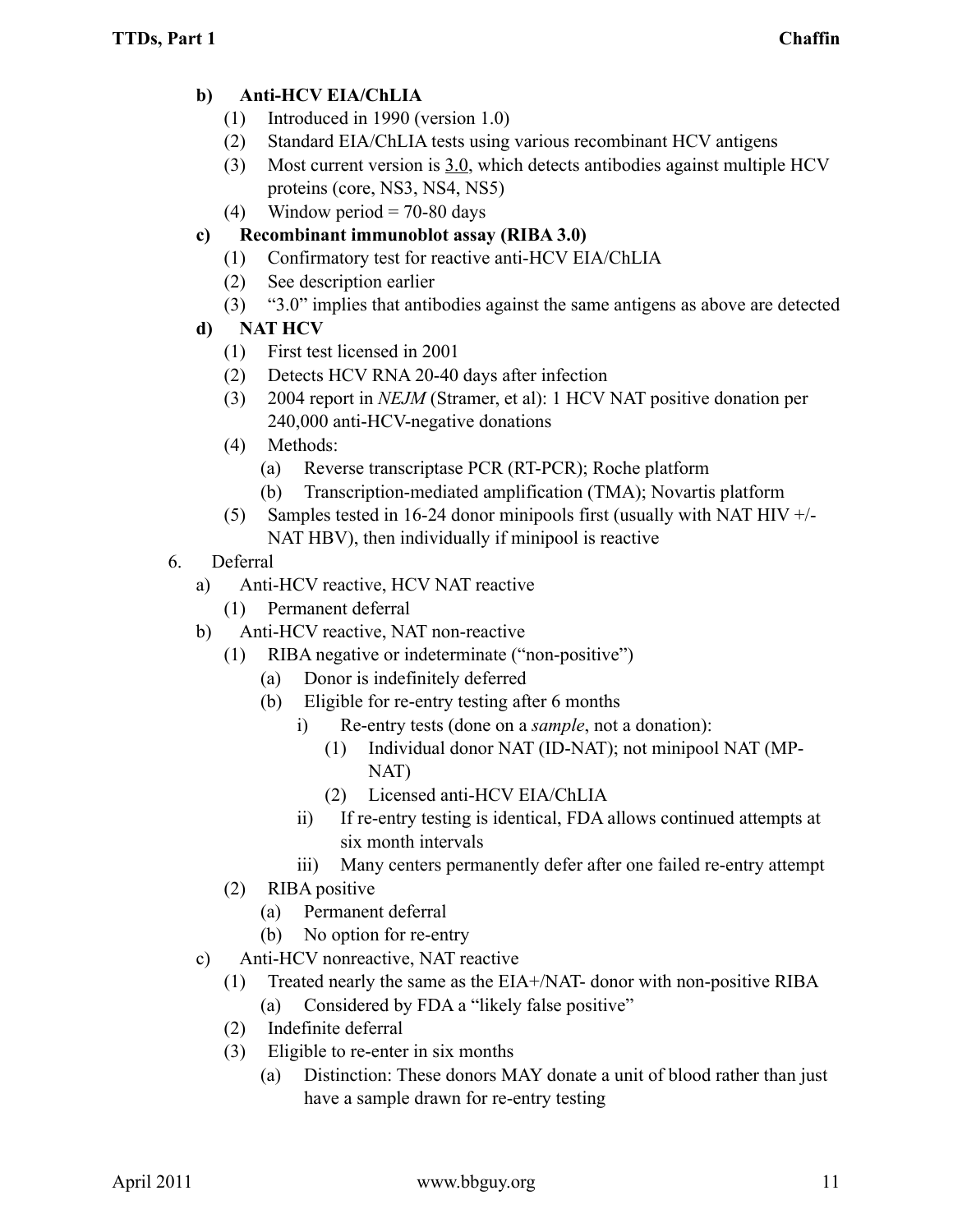**b) Anti-HCV EIA/ChLIA**

(1) Introduced in 1990 (version 1.0)

(2) Standard EIA/ChLIA tests using various recombinant HCV antigens

(3) Most current version is 3.0, which detects antibodies against multiple HCV proteins (core, NS3, NS4, NS5)

(4) Window period = 70-80 days

**c) Recombinant immunoblot assay (RIBA 3.0)**

(1) Confirmatory test for reactive anti-HCV EIA/ChLIA

(2) See description earlier

(3) "3.0" implies that antibodies against the same antigens as above are detected

**d) NAT HCV**

(1) First test licensed in 2001

(2) Detects HCV RNA 20-40 days after infection

(3) 2004 report in *NEJM* (Stramer, et al): 1 HCV NAT positive donation per 240,000 anti-HCV-negative donations

(4) Methods:

- (a) Reverse transcriptase PCR (RT-PCR); Roche platform
- (b) Transcription-mediated amplification (TMA); Novartis platform

(5) Samples tested in 16-24 donor minipools first (usually with NAT HIV +/- NAT HBV), then individually if minipool is reactive

6. Deferral

a) Anti-HCV reactive, HCV NAT reactive

- (1) Permanent deferral

b) Anti-HCV reactive, NAT non-reactive

- (1) RIBA negative or indeterminate ("non-positive")
  - (a) Donor is indefinitely deferred
  - (b) Eligible for re-entry testing after 6 months
    - i) Re-entry tests (done on a *sample*, not a donation):
      - (1) Individual donor NAT (ID-NAT); not minipool NAT (MP-NAT)
      - (2) Licensed anti-HCV EIA/ChLIA
    - ii) If re-entry testing is identical, FDA allows continued attempts at six month intervals
    - iii) Many centers permanently defer after one failed re-entry attempt
- (2) RIBA positive
  - (a) Permanent deferral
  - (b) No option for re-entry

c) Anti-HCV nonreactive, NAT reactive

- (1) Treated nearly the same as the EIA+/NAT- donor with non-positive RIBA
  - (a) Considered by FDA a "likely false positive"
- (2) Indefinite deferral
- (3) Eligible to re-enter in six months
  - (a) Distinction: These donors MAY donate a unit of blood rather than just have a sample drawn for re-entry testing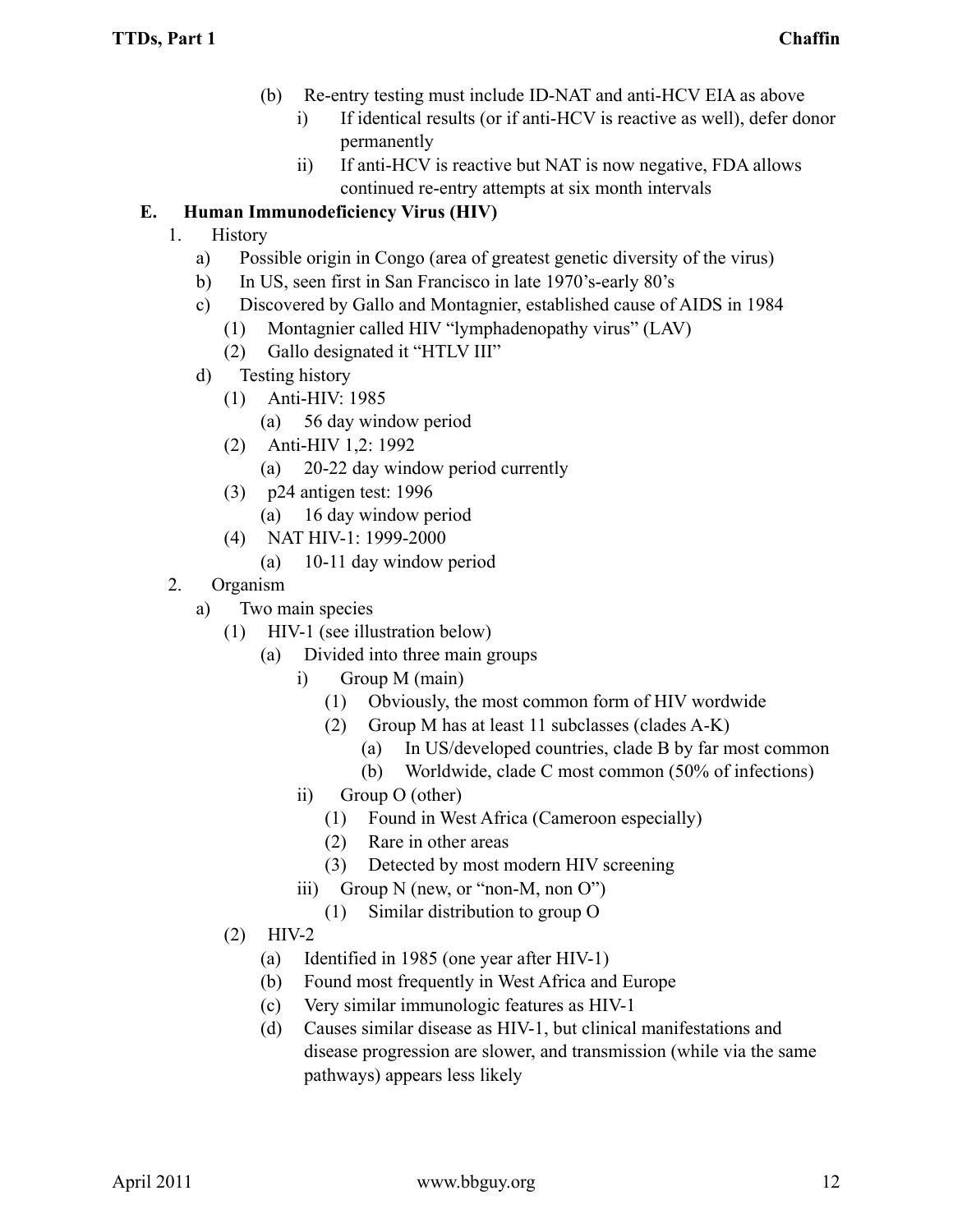(b) Re-entry testing must include ID-NAT and anti-HCV EIA as above
   i) If identical results (or if anti-HCV is reactive as well), defer donor permanently
   ii) If anti-HCV is reactive but NAT is now negative, FDA allows continued re-entry attempts at six month intervals

## E. Human Immunodeficiency Virus (HIV)

1. History
   a) Possible origin in Congo (area of greatest genetic diversity of the virus)
   b) In US, seen first in San Francisco in late 1970's-early 80's
   c) Discovered by Gallo and Montagnier, established cause of AIDS in 1984
      (1) Montagnier called HIV "lymphadenopathy virus" (LAV)
      (2) Gallo designated it "HTLV III"
   d) Testing history
      (1) Anti-HIV: 1985
         (a) 56 day window period
      (2) Anti-HIV 1,2: 1992
         (a) 20-22 day window period currently
      (3) p24 antigen test: 1996
         (a) 16 day window period
      (4) NAT HIV-1: 1999-2000
         (a) 10-11 day window period
2. Organism
   a) Two main species
      (1) HIV-1 (see illustration below)
         (a) Divided into three main groups
            i) Group M (main)
               (1) Obviously, the most common form of HIV wordwide
               (2) Group M has at least 11 subclasses (clades A-K)
                  (a) In US/developed countries, clade B by far most common
                  (b) Worldwide, clade C most common (50% of infections)
            ii) Group O (other)
               (1) Found in West Africa (Cameroon especially)
               (2) Rare in other areas
               (3) Detected by most modern HIV screening
            iii) Group N (new, or "non-M, non O")
               (1) Similar distribution to group O
      (2) HIV-2
         (a) Identified in 1985 (one year after HIV-1)
         (b) Found most frequently in West Africa and Europe
         (c) Very similar immunologic features as HIV-1
         (d) Causes similar disease as HIV-1, but clinical manifestations and disease progression are slower, and transmission (while via the same pathways) appears less likely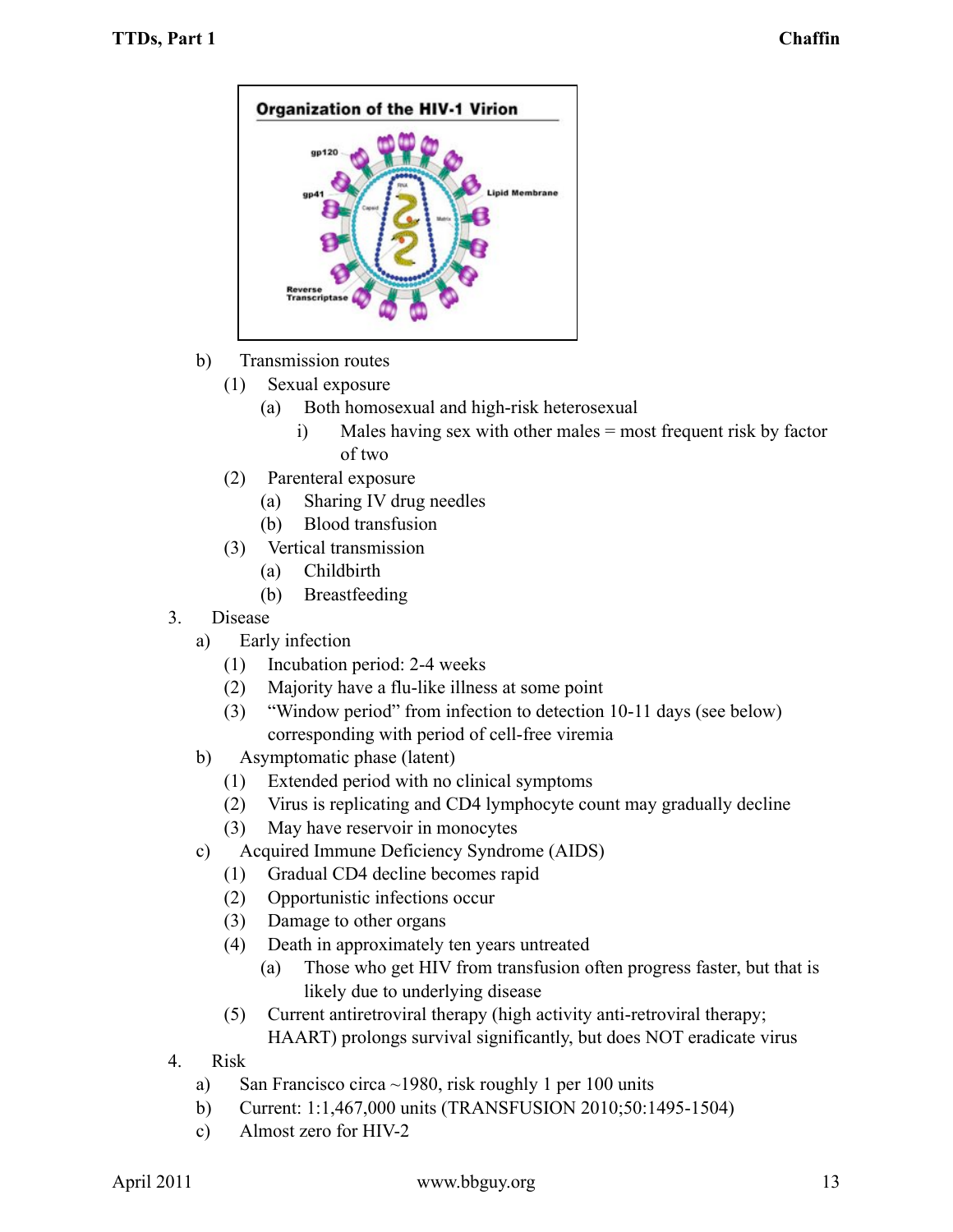Organization of the HIV-1 Virion

gp120

gp41

Lipid Membrane

RNA

Capsid

Matrix

Reverse Transcriptase

b) Transmission routes
   (1) Sexual exposure
      (a) Both homosexual and high-risk heterosexual
         i) Males having sex with other males = most frequent risk by factor of two
   (2) Parenteral exposure
      (a) Sharing IV drug needles
      (b) Blood transfusion
   (3) Vertical transmission
      (a) Childbirth
      (b) Breastfeeding

3. Disease
   a) Early infection
      (1) Incubation period: 2-4 weeks
      (2) Majority have a flu-like illness at some point
      (3) "Window period" from infection to detection 10-11 days (see below) corresponding with period of cell-free viremia
   b) Asymptomatic phase (latent)
      (1) Extended period with no clinical symptoms
      (2) Virus is replicating and CD4 lymphocyte count may gradually decline
      (3) May have reservoir in monocytes
   c) Acquired Immune Deficiency Syndrome (AIDS)
      (1) Gradual CD4 decline becomes rapid
      (2) Opportunistic infections occur
      (3) Damage to other organs
      (4) Death in approximately ten years untreated
         (a) Those who get HIV from transfusion often progress faster, but that is likely due to underlying disease
      (5) Current antiretroviral therapy (high activity anti-retroviral therapy; HAART) prolongs survival significantly, but does NOT eradicate virus

4. Risk
   a) San Francisco circa ~1980, risk roughly 1 per 100 units
   b) Current: 1:1,467,000 units (TRANSFUSION 2010;50:1495-1504)
   c) Almost zero for HIV-2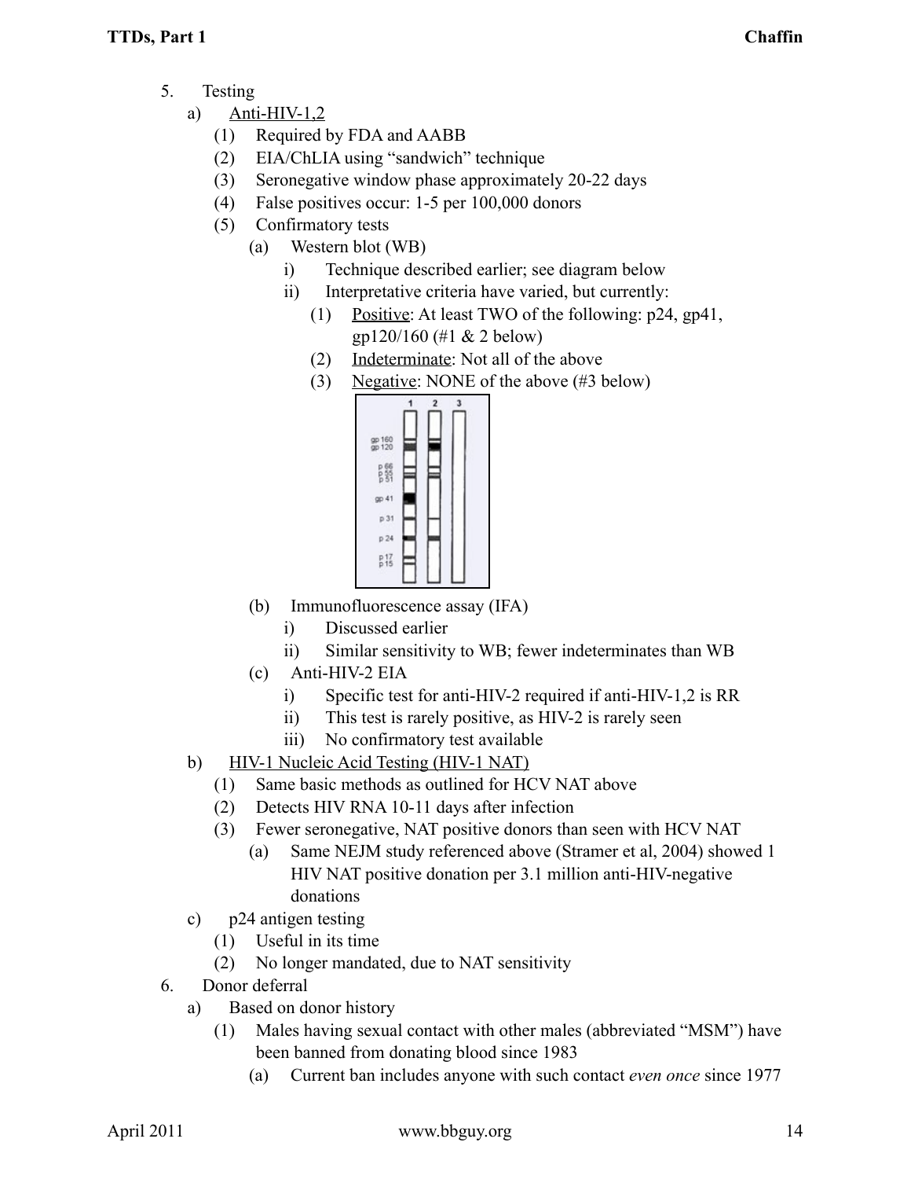5. Testing
   a) Anti-HIV-1,2
      (1) Required by FDA and AABB
      (2) EIA/ChLIA using "sandwich" technique
      (3) Seronegative window phase approximately 20-22 days
      (4) False positives occur: 1-5 per 100,000 donors
      (5) Confirmatory tests
         (a) Western blot (WB)
            i) Technique described earlier; see diagram below
            ii) Interpretative criteria have varied, but currently:
               (1) Positive: At least TWO of the following: p24, gp41, gp120/160 (#1 & 2 below)
               (2) Indeterminate: Not all of the above
               (3) Negative: NONE of the above (#3 below)

1 2 3
gp 160
gp 120
p 66
p 55
p 51
gp 41
p 31
p 24
p 17
p 15

         (b) Immunofluorescence assay (IFA)
            i) Discussed earlier
            ii) Similar sensitivity to WB; fewer indeterminates than WB
         (c) Anti-HIV-2 EIA
            i) Specific test for anti-HIV-2 required if anti-HIV-1,2 is RR
            ii) This test is rarely positive, as HIV-2 is rarely seen
            iii) No confirmatory test available
   b) HIV-1 Nucleic Acid Testing (HIV-1 NAT)
      (1) Same basic methods as outlined for HCV NAT above
      (2) Detects HIV RNA 10-11 days after infection
      (3) Fewer seronegative, NAT positive donors than seen with HCV NAT
         (a) Same NEJM study referenced above (Stramer et al, 2004) showed 1 HIV NAT positive donation per 3.1 million anti-HIV-negative donations
   c) p24 antigen testing
      (1) Useful in its time
      (2) No longer mandated, due to NAT sensitivity
6. Donor deferral
   a) Based on donor history
      (1) Males having sexual contact with other males (abbreviated "MSM") have been banned from donating blood since 1983
         (a) Current ban includes anyone with such contact *even once* since 1977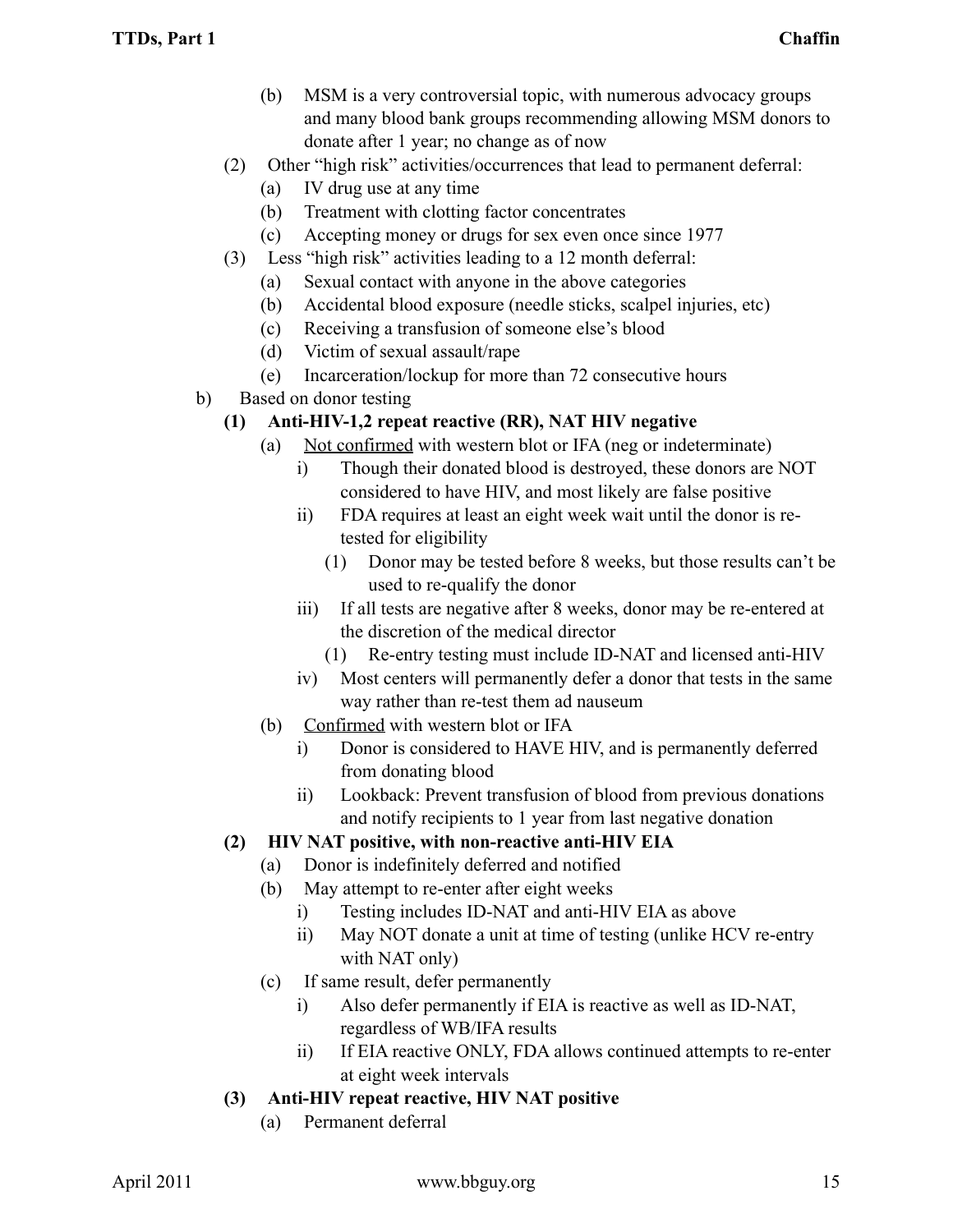- (b) MSM is a very controversial topic, with numerous advocacy groups and many blood bank groups recommending allowing MSM donors to donate after 1 year; no change as of now
- (2) Other "high risk" activities/occurrences that lead to permanent deferral:
  - (a) IV drug use at any time
  - (b) Treatment with clotting factor concentrates
  - (c) Accepting money or drugs for sex even once since 1977
- (3) Less "high risk" activities leading to a 12 month deferral:
  - (a) Sexual contact with anyone in the above categories
  - (b) Accidental blood exposure (needle sticks, scalpel injuries, etc)
  - (c) Receiving a transfusion of someone else's blood
  - (d) Victim of sexual assault/rape
  - (e) Incarceration/lockup for more than 72 consecutive hours

b) Based on donor testing

- **(1) Anti-HIV-1,2 repeat reactive (RR), NAT HIV negative**
  - (a) Not confirmed with western blot or IFA (neg or indeterminate)
    - i) Though their donated blood is destroyed, these donors are NOT considered to have HIV, and most likely are false positive
    - ii) FDA requires at least an eight week wait until the donor is re-tested for eligibility
      - (1) Donor may be tested before 8 weeks, but those results can't be used to re-qualify the donor
    - iii) If all tests are negative after 8 weeks, donor may be re-entered at the discretion of the medical director
      - (1) Re-entry testing must include ID-NAT and licensed anti-HIV
    - iv) Most centers will permanently defer a donor that tests in the same way rather than re-test them ad nauseum
  - (b) Confirmed with western blot or IFA
    - i) Donor is considered to HAVE HIV, and is permanently deferred from donating blood
    - ii) Lookback: Prevent transfusion of blood from previous donations and notify recipients to 1 year from last negative donation
- **(2) HIV NAT positive, with non-reactive anti-HIV EIA**
  - (a) Donor is indefinitely deferred and notified
  - (b) May attempt to re-enter after eight weeks
    - i) Testing includes ID-NAT and anti-HIV EIA as above
    - ii) May NOT donate a unit at time of testing (unlike HCV re-entry with NAT only)
  - (c) If same result, defer permanently
    - i) Also defer permanently if EIA is reactive as well as ID-NAT, regardless of WB/IFA results
    - ii) If EIA reactive ONLY, FDA allows continued attempts to re-enter at eight week intervals
- **(3) Anti-HIV repeat reactive, HIV NAT positive**
  - (a) Permanent deferral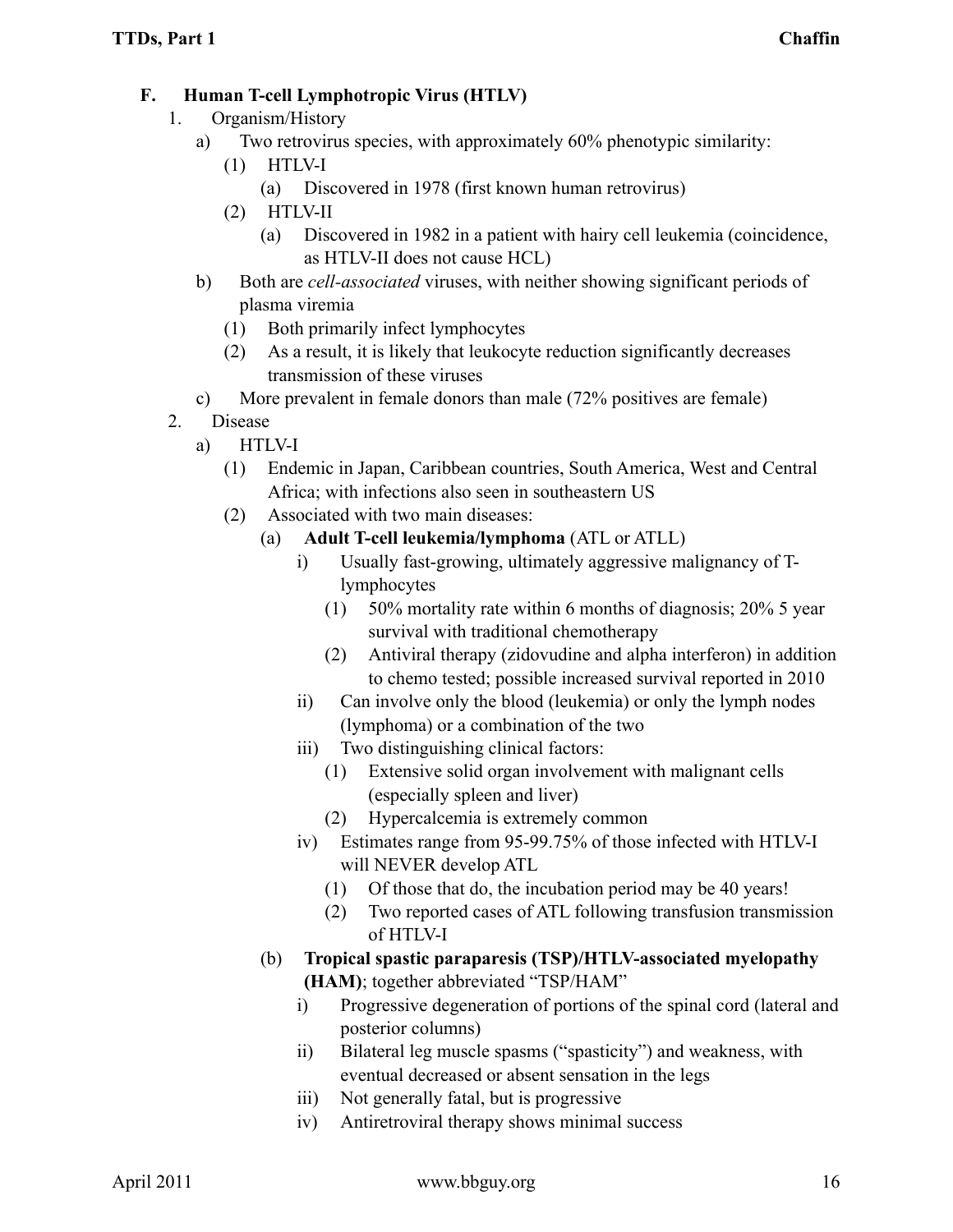## F. Human T-cell Lymphotropic Virus (HTLV)

1. Organism/History
    - a) Two retrovirus species, with approximately 60% phenotypic similarity:
        - (1) HTLV-I
            - (a) Discovered in 1978 (first known human retrovirus)
        - (2) HTLV-II
            - (a) Discovered in 1982 in a patient with hairy cell leukemia (coincidence, as HTLV-II does not cause HCL)
    - b) Both are *cell-associated* viruses, with neither showing significant periods of plasma viremia
        - (1) Both primarily infect lymphocytes
        - (2) As a result, it is likely that leukocyte reduction significantly decreases transmission of these viruses
    - c) More prevalent in female donors than male (72% positives are female)
2. Disease
    - a) HTLV-I
        - (1) Endemic in Japan, Caribbean countries, South America, West and Central Africa; with infections also seen in southeastern US
        - (2) Associated with two main diseases:
            - (a) **Adult T-cell leukemia/lymphoma** (ATL or ATLL)
                - i) Usually fast-growing, ultimately aggressive malignancy of T-lymphocytes
                    - (1) 50% mortality rate within 6 months of diagnosis; 20% 5 year survival with traditional chemotherapy
                    - (2) Antiviral therapy (zidovudine and alpha interferon) in addition to chemo tested; possible increased survival reported in 2010
                - ii) Can involve only the blood (leukemia) or only the lymph nodes (lymphoma) or a combination of the two
                - iii) Two distinguishing clinical factors:
                    - (1) Extensive solid organ involvement with malignant cells (especially spleen and liver)
                    - (2) Hypercalcemia is extremely common
                - iv) Estimates range from 95-99.75% of those infected with HTLV-I will NEVER develop ATL
                    - (1) Of those that do, the incubation period may be 40 years!
                    - (2) Two reported cases of ATL following transfusion transmission of HTLV-I
            - (b) **Tropical spastic paraparesis (TSP)/HTLV-associated myelopathy (HAM)**; together abbreviated "TSP/HAM"
                - i) Progressive degeneration of portions of the spinal cord (lateral and posterior columns)
                - ii) Bilateral leg muscle spasms ("spasticity") and weakness, with eventual decreased or absent sensation in the legs
                - iii) Not generally fatal, but is progressive
                - iv) Antiretroviral therapy shows minimal success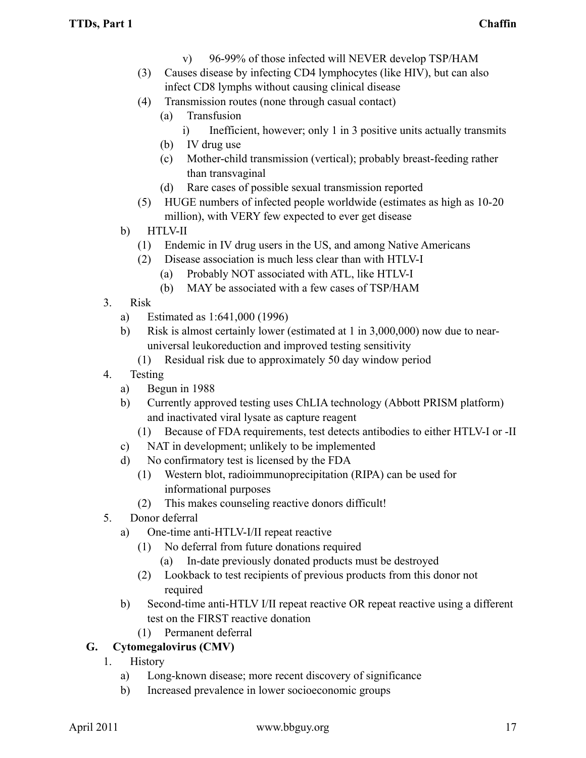v) 96-99% of those infected will NEVER develop TSP/HAM

(3) Causes disease by infecting CD4 lymphocytes (like HIV), but can also infect CD8 lymphs without causing clinical disease

(4) Transmission routes (none through casual contact)

(a) Transfusion

i) Inefficient, however; only 1 in 3 positive units actually transmits

(b) IV drug use

(c) Mother-child transmission (vertical); probably breast-feeding rather than transvaginal

(d) Rare cases of possible sexual transmission reported

(5) HUGE numbers of infected people worldwide (estimates as high as 10-20 million), with VERY few expected to ever get disease

b) HTLV-II

(1) Endemic in IV drug users in the US, and among Native Americans

(2) Disease association is much less clear than with HTLV-I

(a) Probably NOT associated with ATL, like HTLV-I

(b) MAY be associated with a few cases of TSP/HAM

3. Risk

a) Estimated as 1:641,000 (1996)

b) Risk is almost certainly lower (estimated at 1 in 3,000,000) now due to near-universal leukoreduction and improved testing sensitivity

(1) Residual risk due to approximately 50 day window period

4. Testing

a) Begun in 1988

b) Currently approved testing uses ChLIA technology (Abbott PRISM platform) and inactivated viral lysate as capture reagent

(1) Because of FDA requirements, test detects antibodies to either HTLV-I or -II

c) NAT in development; unlikely to be implemented

d) No confirmatory test is licensed by the FDA

(1) Western blot, radioimmunoprecipitation (RIPA) can be used for informational purposes

(2) This makes counseling reactive donors difficult!

5. Donor deferral

a) One-time anti-HTLV-I/II repeat reactive

(1) No deferral from future donations required

(a) In-date previously donated products must be destroyed

(2) Lookback to test recipients of previous products from this donor not required

b) Second-time anti-HTLV I/II repeat reactive OR repeat reactive using a different test on the FIRST reactive donation

(1) Permanent deferral

**G. Cytomegalovirus (CMV)**

1. History

a) Long-known disease; more recent discovery of significance

b) Increased prevalence in lower socioeconomic groups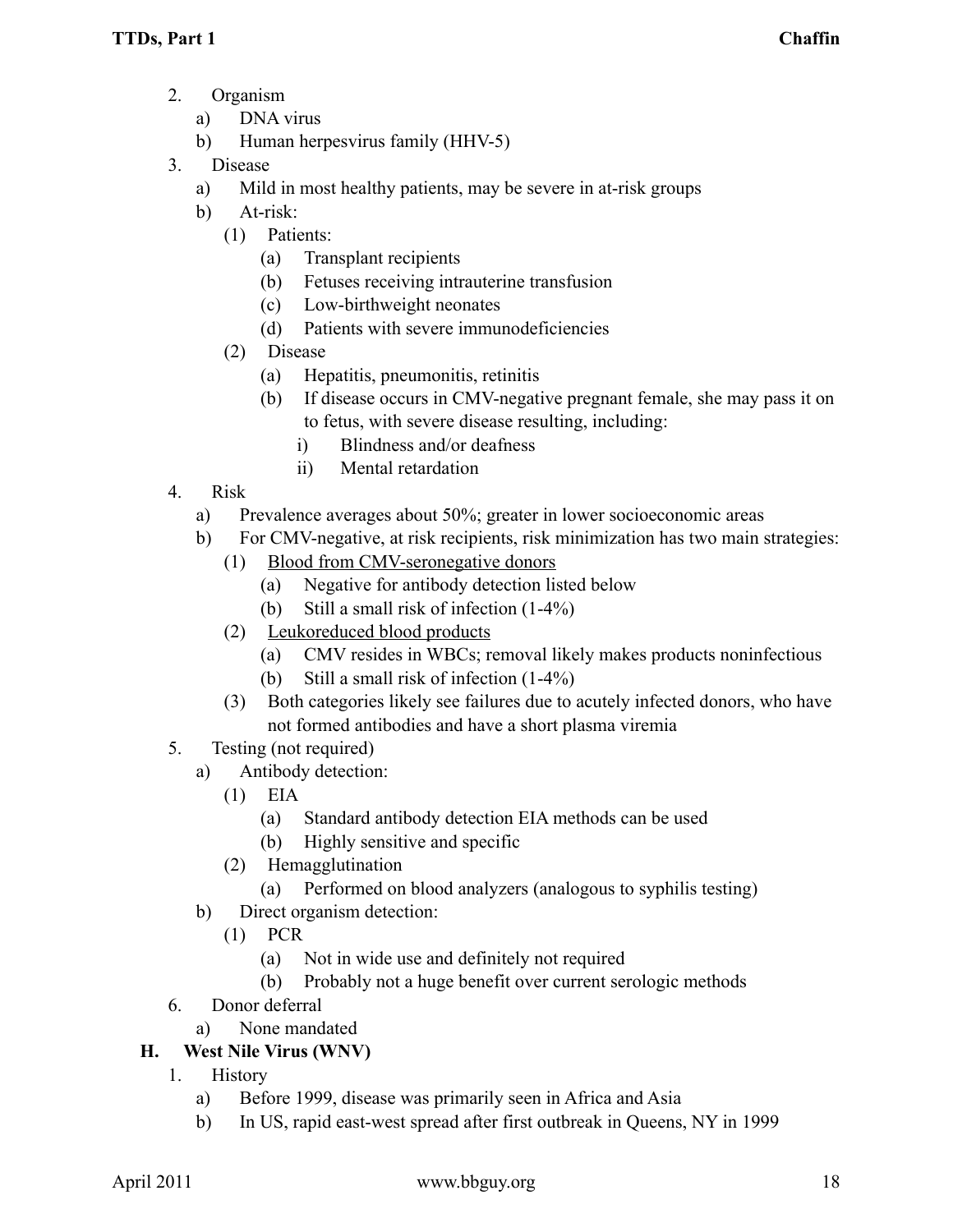2. Organism
   a) DNA virus
   b) Human herpesvirus family (HHV-5)
3. Disease
   a) Mild in most healthy patients, may be severe in at-risk groups
   b) At-risk:
      (1) Patients:
         (a) Transplant recipients
         (b) Fetuses receiving intrauterine transfusion
         (c) Low-birthweight neonates
         (d) Patients with severe immunodeficiencies
      (2) Disease
         (a) Hepatitis, pneumonitis, retinitis
         (b) If disease occurs in CMV-negative pregnant female, she may pass it on to fetus, with severe disease resulting, including:
            i) Blindness and/or deafness
            ii) Mental retardation
4. Risk
   a) Prevalence averages about 50%; greater in lower socioeconomic areas
   b) For CMV-negative, at risk recipients, risk minimization has two main strategies:
      (1) <u>Blood from CMV-seronegative donors</u>
         (a) Negative for antibody detection listed below
         (b) Still a small risk of infection (1-4%)
      (2) <u>Leukoreduced blood products</u>
         (a) CMV resides in WBCs; removal likely makes products noninfectious
         (b) Still a small risk of infection (1-4%)
      (3) Both categories likely see failures due to acutely infected donors, who have not formed antibodies and have a short plasma viremia
5. Testing (not required)
   a) Antibody detection:
      (1) EIA
         (a) Standard antibody detection EIA methods can be used
         (b) Highly sensitive and specific
      (2) Hemagglutination
         (a) Performed on blood analyzers (analogous to syphilis testing)
   b) Direct organism detection:
      (1) PCR
         (a) Not in wide use and definitely not required
         (b) Probably not a huge benefit over current serologic methods
6. Donor deferral
   a) None mandated

### H. West Nile Virus (WNV)

1. History
   a) Before 1999, disease was primarily seen in Africa and Asia
   b) In US, rapid east-west spread after first outbreak in Queens, NY in 1999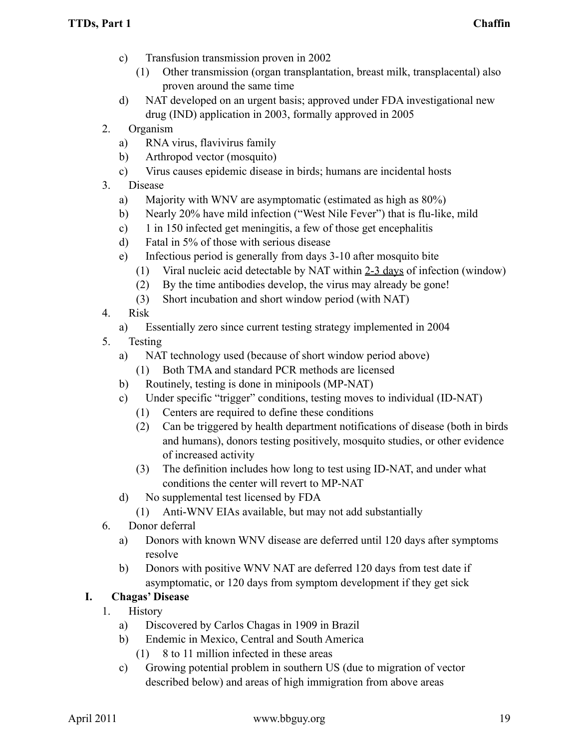c) Transfusion transmission proven in 2002
   (1) Other transmission (organ transplantation, breast milk, transplacental) also proven around the same time
d) NAT developed on an urgent basis; approved under FDA investigational new drug (IND) application in 2003, formally approved in 2005

2. Organism
   a) RNA virus, flavivirus family
   b) Arthropod vector (mosquito)
   c) Virus causes epidemic disease in birds; humans are incidental hosts

3. Disease
   a) Majority with WNV are asymptomatic (estimated as high as 80%)
   b) Nearly 20% have mild infection ("West Nile Fever") that is flu-like, mild
   c) 1 in 150 infected get meningitis, a few of those get encephalitis
   d) Fatal in 5% of those with serious disease
   e) Infectious period is generally from days 3-10 after mosquito bite
      (1) Viral nucleic acid detectable by NAT within <u>2-3 days</u> of infection (window)
      (2) By the time antibodies develop, the virus may already be gone!
      (3) Short incubation and short window period (with NAT)

4. Risk
   a) Essentially zero since current testing strategy implemented in 2004

5. Testing
   a) NAT technology used (because of short window period above)
      (1) Both TMA and standard PCR methods are licensed
   b) Routinely, testing is done in minipools (MP-NAT)
   c) Under specific "trigger" conditions, testing moves to individual (ID-NAT)
      (1) Centers are required to define these conditions
      (2) Can be triggered by health department notifications of disease (both in birds and humans), donors testing positively, mosquito studies, or other evidence of increased activity
      (3) The definition includes how long to test using ID-NAT, and under what conditions the center will revert to MP-NAT
   d) No supplemental test licensed by FDA
      (1) Anti-WNV EIAs available, but may not add substantially

6. Donor deferral
   a) Donors with known WNV disease are deferred until 120 days after symptoms resolve
   b) Donors with positive WNV NAT are deferred 120 days from test date if asymptomatic, or 120 days from symptom development if they get sick

## I. Chagas' Disease

1. History
   a) Discovered by Carlos Chagas in 1909 in Brazil
   b) Endemic in Mexico, Central and South America
      (1) 8 to 11 million infected in these areas
   c) Growing potential problem in southern US (due to migration of vector described below) and areas of high immigration from above areas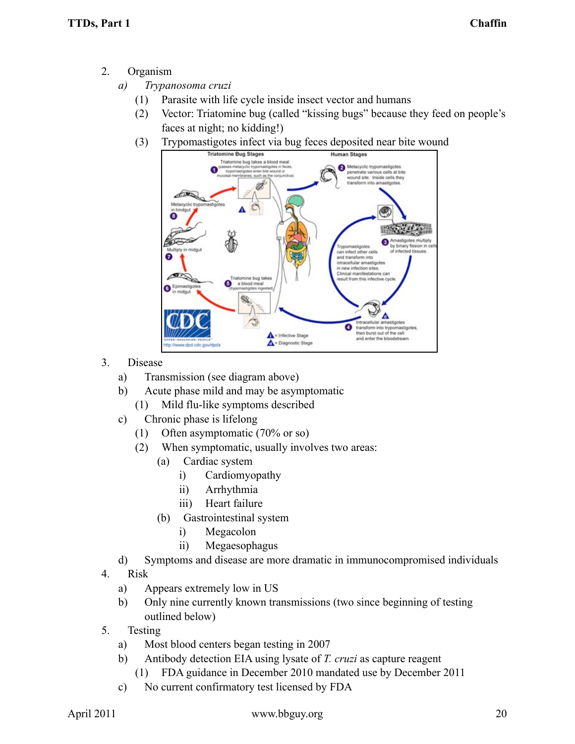2. Organism
   a) *Trypanosoma cruzi*
      (1) Parasite with life cycle inside insect vector and humans
      (2) Vector: Triatomine bug (called "kissing bugs" because they feed on people's faces at night; no kidding!)
      (3) Trypomastigotes infect via bug feces deposited near bite wound

Triatomine Bug Stages

Human Stages

1 Triatomine bug takes a blood meal (passes metacyclic trypomastigotes in feces, trypomastigotes enter bite wound or mucosal membranes, such as the conjunctiva)

2 Metacyclic trypomastigotes penetrate various cells at bite wound site. Inside cells they transform into amastigotes.

3 Amastigotes multiply by binary fission in cells of infected tissues.

4 Intracellular amastigotes transform into trypomastigotes, then burst out of the cell and enter the bloodstream.

Trypomastigotes can infect other cells and transform into intracellular amastigotes in new infection sites. Clinical manifestations can result from this infective cycle.

5 Triatomine bug takes a blood meal (trypomastigotes ingested)

6 Epimastigotes in midgut

7 Multiply in midgut

8 Metacyclic trypomastigotes in hindgut

i = Infective Stage

d = Diagnostic Stage

CDC

http://www.dpd.cdc.gov/dpdx

3. Disease
   a) Transmission (see diagram above)
   b) Acute phase mild and may be asymptomatic
      (1) Mild flu-like symptoms described
   c) Chronic phase is lifelong
      (1) Often asymptomatic (70% or so)
      (2) When symptomatic, usually involves two areas:
         (a) Cardiac system
            i) Cardiomyopathy
            ii) Arrhythmia
            iii) Heart failure
         (b) Gastrointestinal system
            i) Megacolon
            ii) Megaesophagus
   d) Symptoms and disease are more dramatic in immunocompromised individuals
4. Risk
   a) Appears extremely low in US
   b) Only nine currently known transmissions (two since beginning of testing outlined below)
5. Testing
   a) Most blood centers began testing in 2007
   b) Antibody detection EIA using lysate of *T. cruzi* as capture reagent
      (1) FDA guidance in December 2010 mandated use by December 2011
   c) No current confirmatory test licensed by FDA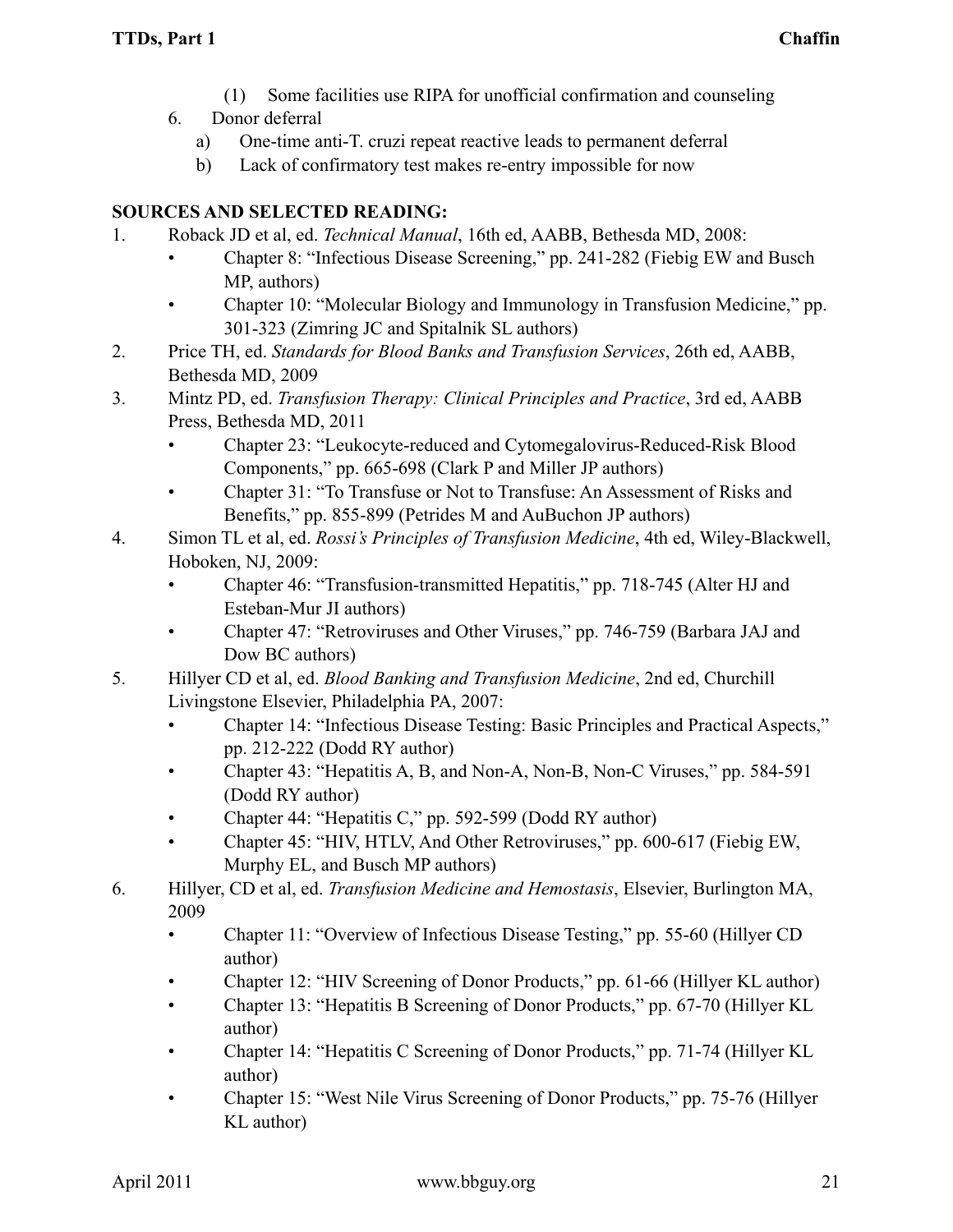(1) Some facilities use RIPA for unofficial confirmation and counseling

6. Donor deferral
   a) One-time anti-T. cruzi repeat reactive leads to permanent deferral
   b) Lack of confirmatory test makes re-entry impossible for now

**SOURCES AND SELECTED READING:**

1. Roback JD et al, ed. *Technical Manual*, 16th ed, AABB, Bethesda MD, 2008:
   - Chapter 8: "Infectious Disease Screening," pp. 241-282 (Fiebig EW and Busch MP, authors)
   - Chapter 10: "Molecular Biology and Immunology in Transfusion Medicine," pp. 301-323 (Zimring JC and Spitalnik SL authors)
2. Price TH, ed. *Standards for Blood Banks and Transfusion Services*, 26th ed, AABB, Bethesda MD, 2009
3. Mintz PD, ed. *Transfusion Therapy: Clinical Principles and Practice*, 3rd ed, AABB Press, Bethesda MD, 2011
   - Chapter 23: "Leukocyte-reduced and Cytomegalovirus-Reduced-Risk Blood Components," pp. 665-698 (Clark P and Miller JP authors)
   - Chapter 31: "To Transfuse or Not to Transfuse: An Assessment of Risks and Benefits," pp. 855-899 (Petrides M and AuBuchon JP authors)
4. Simon TL et al, ed. *Rossi's Principles of Transfusion Medicine*, 4th ed, Wiley-Blackwell, Hoboken, NJ, 2009:
   - Chapter 46: "Transfusion-transmitted Hepatitis," pp. 718-745 (Alter HJ and Esteban-Mur JI authors)
   - Chapter 47: "Retroviruses and Other Viruses," pp. 746-759 (Barbara JAJ and Dow BC authors)
5. Hillyer CD et al, ed. *Blood Banking and Transfusion Medicine*, 2nd ed, Churchill Livingstone Elsevier, Philadelphia PA, 2007:
   - Chapter 14: "Infectious Disease Testing: Basic Principles and Practical Aspects," pp. 212-222 (Dodd RY author)
   - Chapter 43: "Hepatitis A, B, and Non-A, Non-B, Non-C Viruses," pp. 584-591 (Dodd RY author)
   - Chapter 44: "Hepatitis C," pp. 592-599 (Dodd RY author)
   - Chapter 45: "HIV, HTLV, And Other Retroviruses," pp. 600-617 (Fiebig EW, Murphy EL, and Busch MP authors)
6. Hillyer, CD et al, ed. *Transfusion Medicine and Hemostasis*, Elsevier, Burlington MA, 2009
   - Chapter 11: "Overview of Infectious Disease Testing," pp. 55-60 (Hillyer CD author)
   - Chapter 12: "HIV Screening of Donor Products," pp. 61-66 (Hillyer KL author)
   - Chapter 13: "Hepatitis B Screening of Donor Products," pp. 67-70 (Hillyer KL author)
   - Chapter 14: "Hepatitis C Screening of Donor Products," pp. 71-74 (Hillyer KL author)
   - Chapter 15: "West Nile Virus Screening of Donor Products," pp. 75-76 (Hillyer KL author)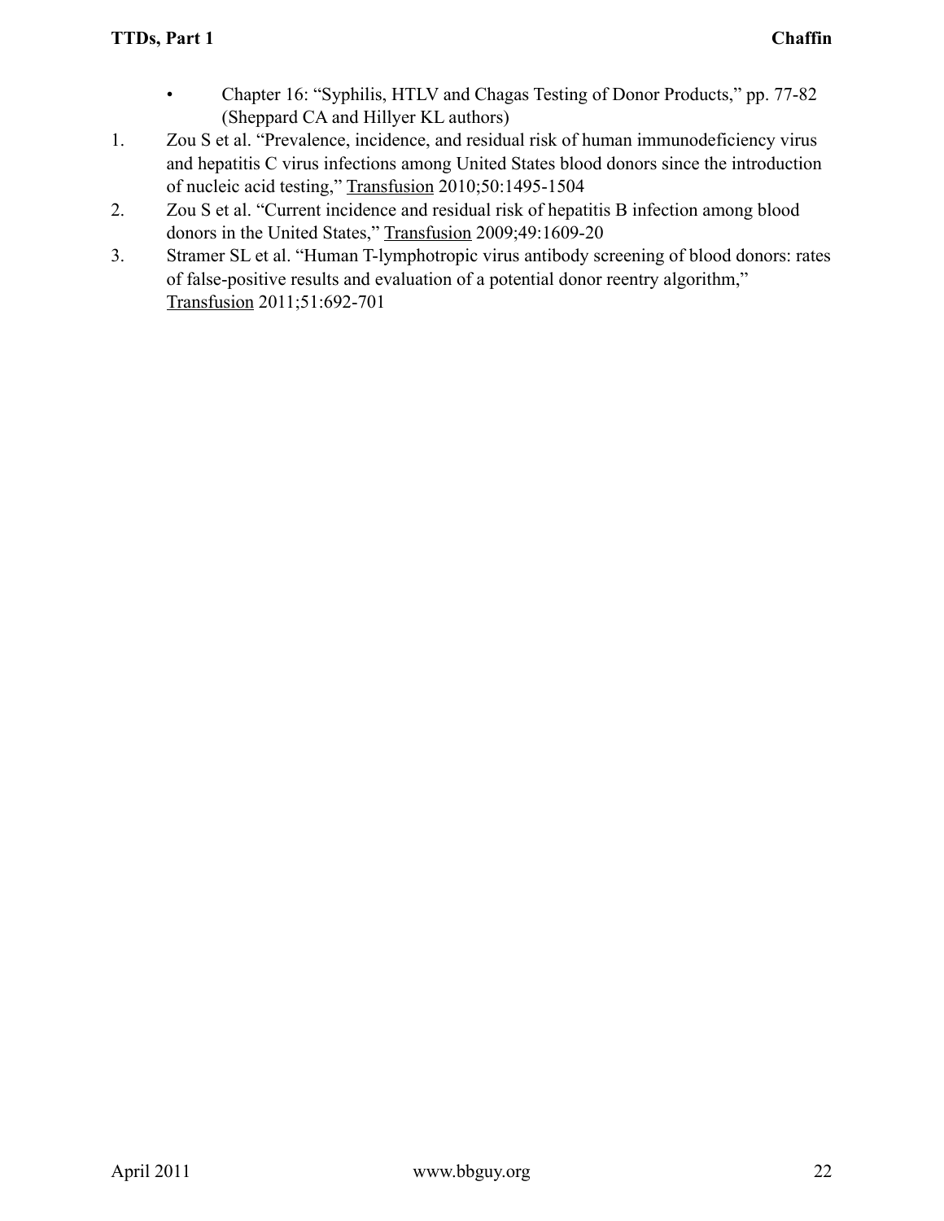- Chapter 16: "Syphilis, HTLV and Chagas Testing of Donor Products," pp. 77-82 (Sheppard CA and Hillyer KL authors)

1. Zou S et al. "Prevalence, incidence, and residual risk of human immunodeficiency virus and hepatitis C virus infections among United States blood donors since the introduction of nucleic acid testing," Transfusion 2010;50:1495-1504
2. Zou S et al. "Current incidence and residual risk of hepatitis B infection among blood donors in the United States," Transfusion 2009;49:1609-20
3. Stramer SL et al. "Human T-lymphotropic virus antibody screening of blood donors: rates of false-positive results and evaluation of a potential donor reentry algorithm," Transfusion 2011;51:692-701